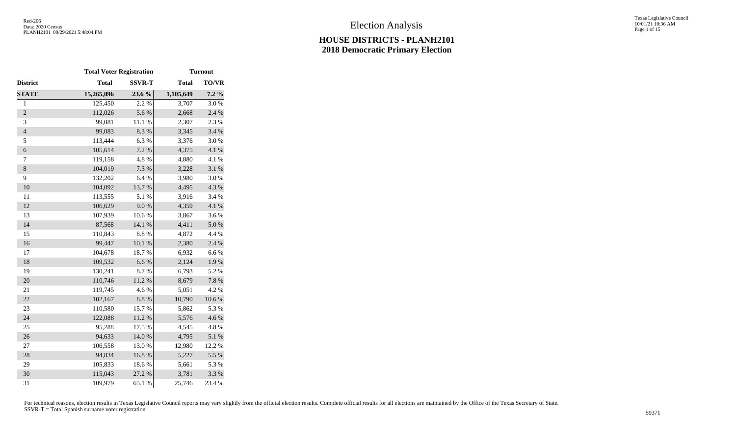# Election Analysis

## HOUSE DISTRICTS - PLANH2101
## 2018 Democratic Primary Election

| | Total Voter Registration | | Turnout | |
|---|---|---|---|---|
| **District** | **Total** | **SSVR-T** | **Total** | **TO/VR** |
| **STATE** | **15,265,096** | **23.6 %** | **1,105,649** | **7.2 %** |
| 1 | 125,450 | 2.2 % | 3,707 | 3.0 % |
| 2 | 112,026 | 5.6 % | 2,668 | 2.4 % |
| 3 | 99,081 | 11.1 % | 2,307 | 2.3 % |
| 4 | 99,083 | 8.3 % | 3,345 | 3.4 % |
| 5 | 113,444 | 6.3 % | 3,376 | 3.0 % |
| 6 | 105,614 | 7.2 % | 4,375 | 4.1 % |
| 7 | 119,158 | 4.8 % | 4,880 | 4.1 % |
| 8 | 104,019 | 7.3 % | 3,228 | 3.1 % |
| 9 | 132,202 | 6.4 % | 3,980 | 3.0 % |
| 10 | 104,092 | 13.7 % | 4,495 | 4.3 % |
| 11 | 113,555 | 5.1 % | 3,916 | 3.4 % |
| 12 | 106,629 | 9.0 % | 4,359 | 4.1 % |
| 13 | 107,939 | 10.6 % | 3,867 | 3.6 % |
| 14 | 87,568 | 14.1 % | 4,411 | 5.0 % |
| 15 | 110,843 | 8.8 % | 4,872 | 4.4 % |
| 16 | 99,447 | 10.1 % | 2,380 | 2.4 % |
| 17 | 104,678 | 18.7 % | 6,932 | 6.6 % |
| 18 | 109,532 | 6.6 % | 2,124 | 1.9 % |
| 19 | 130,241 | 8.7 % | 6,793 | 5.2 % |
| 20 | 110,746 | 11.2 % | 8,679 | 7.8 % |
| 21 | 119,745 | 4.6 % | 5,051 | 4.2 % |
| 22 | 102,167 | 8.8 % | 10,790 | 10.6 % |
| 23 | 110,580 | 15.7 % | 5,862 | 5.3 % |
| 24 | 122,088 | 11.2 % | 5,576 | 4.6 % |
| 25 | 95,288 | 17.5 % | 4,545 | 4.8 % |
| 26 | 94,633 | 14.0 % | 4,795 | 5.1 % |
| 27 | 106,558 | 13.0 % | 12,980 | 12.2 % |
| 28 | 94,834 | 16.8 % | 5,227 | 5.5 % |
| 29 | 105,833 | 18.6 % | 5,661 | 5.3 % |
| 30 | 115,043 | 27.2 % | 3,781 | 3.3 % |
| 31 | 109,979 | 65.1 % | 25,746 | 23.4 % |

For technical reasons, election results in Texas Legislative Council reports may vary slightly from the official election results. Complete official results for all elections are maintained by the Office of the Texas Secretary of State.
SSVR-T = Total Spanish surname voter registration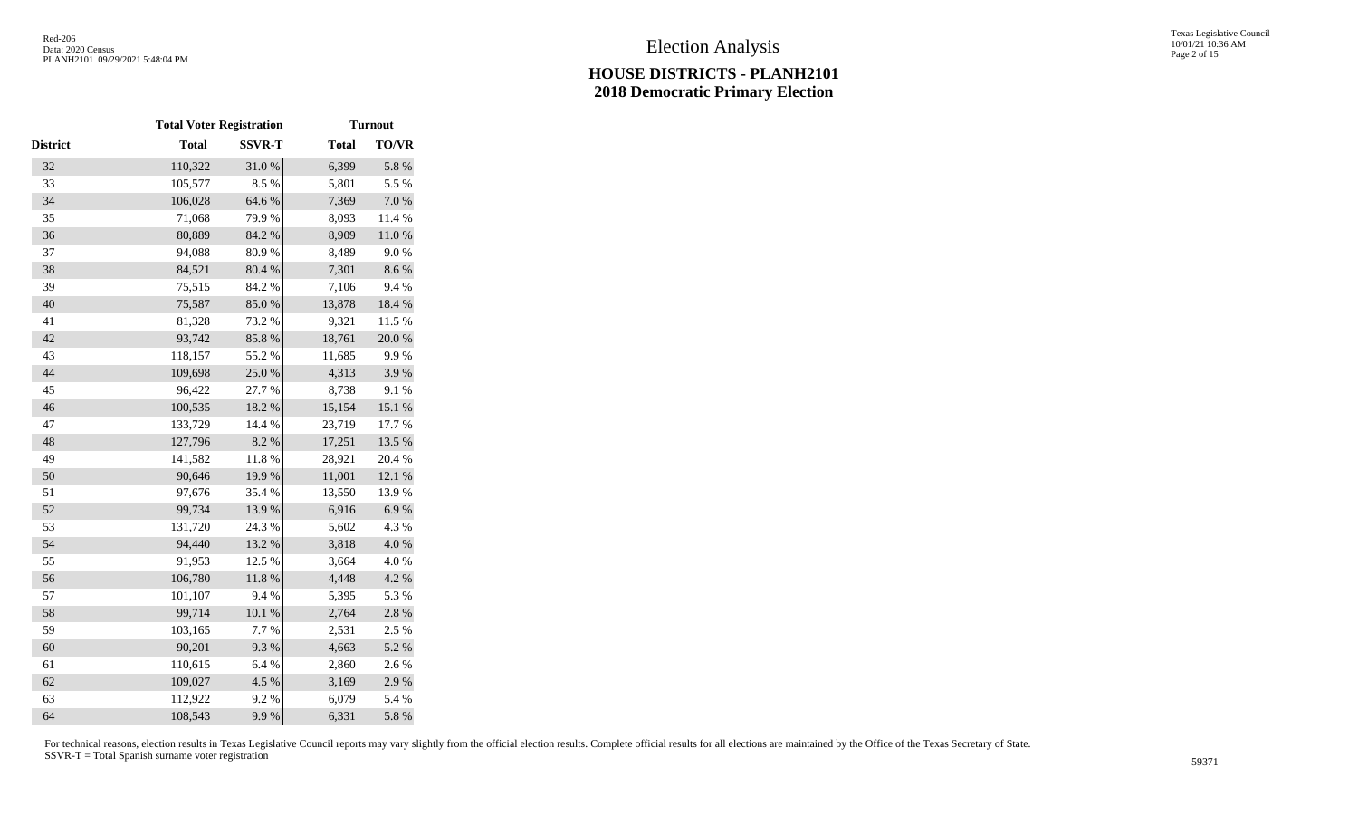# Election Analysis

## HOUSE DISTRICTS - PLANH2101
## 2018 Democratic Primary Election

| | Total Voter Registration | | Turnout | |
|---|---|---|---|---|
| District | Total | SSVR-T | Total | TO/VR |
| 32 | 110,322 | 31.0 % | 6,399 | 5.8 % |
| 33 | 105,577 | 8.5 % | 5,801 | 5.5 % |
| 34 | 106,028 | 64.6 % | 7,369 | 7.0 % |
| 35 | 71,068 | 79.9 % | 8,093 | 11.4 % |
| 36 | 80,889 | 84.2 % | 8,909 | 11.0 % |
| 37 | 94,088 | 80.9 % | 8,489 | 9.0 % |
| 38 | 84,521 | 80.4 % | 7,301 | 8.6 % |
| 39 | 75,515 | 84.2 % | 7,106 | 9.4 % |
| 40 | 75,587 | 85.0 % | 13,878 | 18.4 % |
| 41 | 81,328 | 73.2 % | 9,321 | 11.5 % |
| 42 | 93,742 | 85.8 % | 18,761 | 20.0 % |
| 43 | 118,157 | 55.2 % | 11,685 | 9.9 % |
| 44 | 109,698 | 25.0 % | 4,313 | 3.9 % |
| 45 | 96,422 | 27.7 % | 8,738 | 9.1 % |
| 46 | 100,535 | 18.2 % | 15,154 | 15.1 % |
| 47 | 133,729 | 14.4 % | 23,719 | 17.7 % |
| 48 | 127,796 | 8.2 % | 17,251 | 13.5 % |
| 49 | 141,582 | 11.8 % | 28,921 | 20.4 % |
| 50 | 90,646 | 19.9 % | 11,001 | 12.1 % |
| 51 | 97,676 | 35.4 % | 13,550 | 13.9 % |
| 52 | 99,734 | 13.9 % | 6,916 | 6.9 % |
| 53 | 131,720 | 24.3 % | 5,602 | 4.3 % |
| 54 | 94,440 | 13.2 % | 3,818 | 4.0 % |
| 55 | 91,953 | 12.5 % | 3,664 | 4.0 % |
| 56 | 106,780 | 11.8 % | 4,448 | 4.2 % |
| 57 | 101,107 | 9.4 % | 5,395 | 5.3 % |
| 58 | 99,714 | 10.1 % | 2,764 | 2.8 % |
| 59 | 103,165 | 7.7 % | 2,531 | 2.5 % |
| 60 | 90,201 | 9.3 % | 4,663 | 5.2 % |
| 61 | 110,615 | 6.4 % | 2,860 | 2.6 % |
| 62 | 109,027 | 4.5 % | 3,169 | 2.9 % |
| 63 | 112,922 | 9.2 % | 6,079 | 5.4 % |
| 64 | 108,543 | 9.9 % | 6,331 | 5.8 % |

For technical reasons, election results in Texas Legislative Council reports may vary slightly from the official election results. Complete official results for all elections are maintained by the Office of the Texas Secretary of State.
SSVR-T = Total Spanish surname voter registration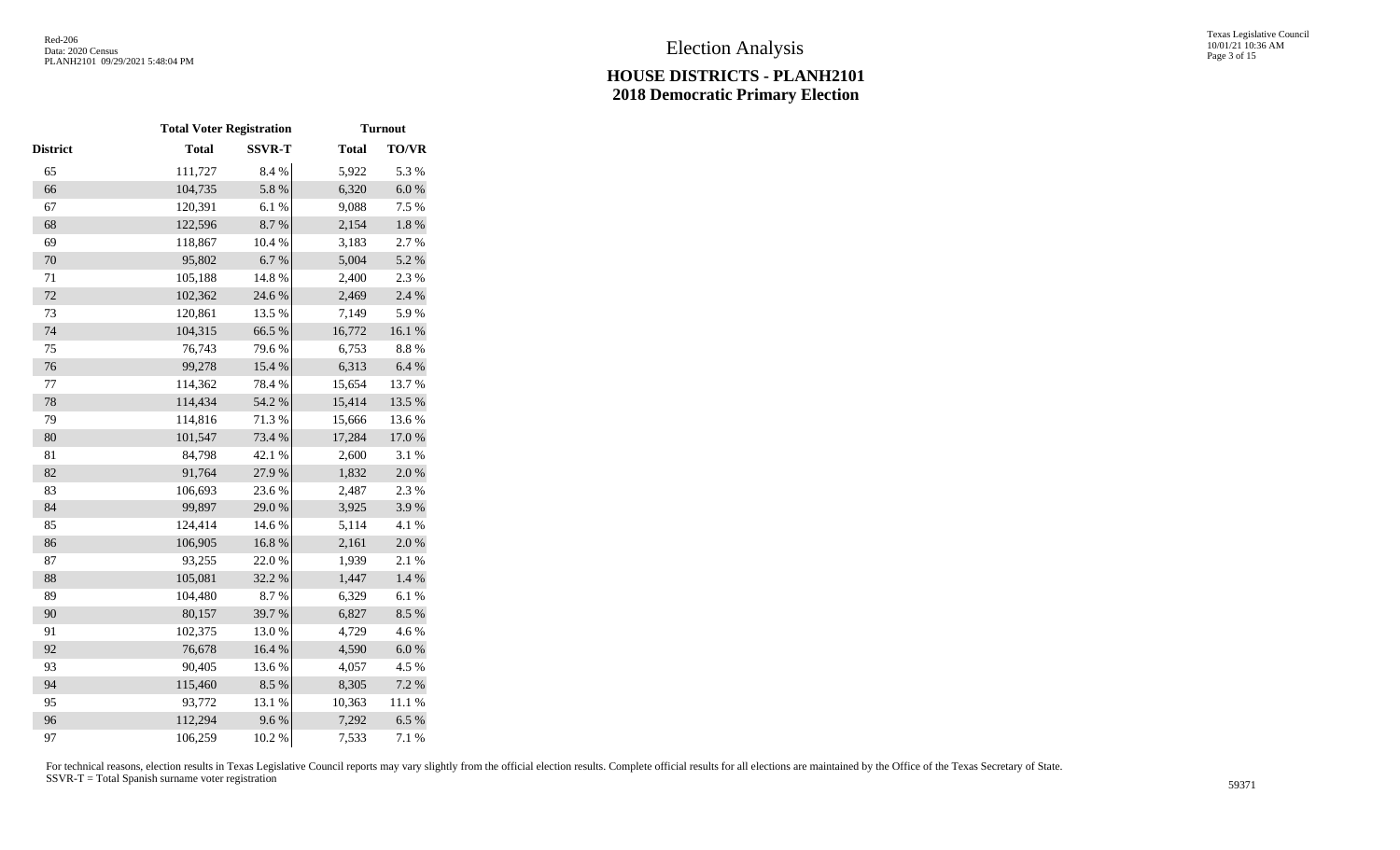# Election Analysis

## HOUSE DISTRICTS - PLANH2101
## 2018 Democratic Primary Election

| | Total Voter Registration | | Turnout | |
|---|---|---|---|---|
| **District** | **Total** | **SSVR-T** | **Total** | **TO/VR** |
| 65 | 111,727 | 8.4 % | 5,922 | 5.3 % |
| 66 | 104,735 | 5.8 % | 6,320 | 6.0 % |
| 67 | 120,391 | 6.1 % | 9,088 | 7.5 % |
| 68 | 122,596 | 8.7 % | 2,154 | 1.8 % |
| 69 | 118,867 | 10.4 % | 3,183 | 2.7 % |
| 70 | 95,802 | 6.7 % | 5,004 | 5.2 % |
| 71 | 105,188 | 14.8 % | 2,400 | 2.3 % |
| 72 | 102,362 | 24.6 % | 2,469 | 2.4 % |
| 73 | 120,861 | 13.5 % | 7,149 | 5.9 % |
| 74 | 104,315 | 66.5 % | 16,772 | 16.1 % |
| 75 | 76,743 | 79.6 % | 6,753 | 8.8 % |
| 76 | 99,278 | 15.4 % | 6,313 | 6.4 % |
| 77 | 114,362 | 78.4 % | 15,654 | 13.7 % |
| 78 | 114,434 | 54.2 % | 15,414 | 13.5 % |
| 79 | 114,816 | 71.3 % | 15,666 | 13.6 % |
| 80 | 101,547 | 73.4 % | 17,284 | 17.0 % |
| 81 | 84,798 | 42.1 % | 2,600 | 3.1 % |
| 82 | 91,764 | 27.9 % | 1,832 | 2.0 % |
| 83 | 106,693 | 23.6 % | 2,487 | 2.3 % |
| 84 | 99,897 | 29.0 % | 3,925 | 3.9 % |
| 85 | 124,414 | 14.6 % | 5,114 | 4.1 % |
| 86 | 106,905 | 16.8 % | 2,161 | 2.0 % |
| 87 | 93,255 | 22.0 % | 1,939 | 2.1 % |
| 88 | 105,081 | 32.2 % | 1,447 | 1.4 % |
| 89 | 104,480 | 8.7 % | 6,329 | 6.1 % |
| 90 | 80,157 | 39.7 % | 6,827 | 8.5 % |
| 91 | 102,375 | 13.0 % | 4,729 | 4.6 % |
| 92 | 76,678 | 16.4 % | 4,590 | 6.0 % |
| 93 | 90,405 | 13.6 % | 4,057 | 4.5 % |
| 94 | 115,460 | 8.5 % | 8,305 | 7.2 % |
| 95 | 93,772 | 13.1 % | 10,363 | 11.1 % |
| 96 | 112,294 | 9.6 % | 7,292 | 6.5 % |
| 97 | 106,259 | 10.2 % | 7,533 | 7.1 % |

For technical reasons, election results in Texas Legislative Council reports may vary slightly from the official election results. Complete official results for all elections are maintained by the Office of the Texas Secretary of State.
SSVR-T = Total Spanish surname voter registration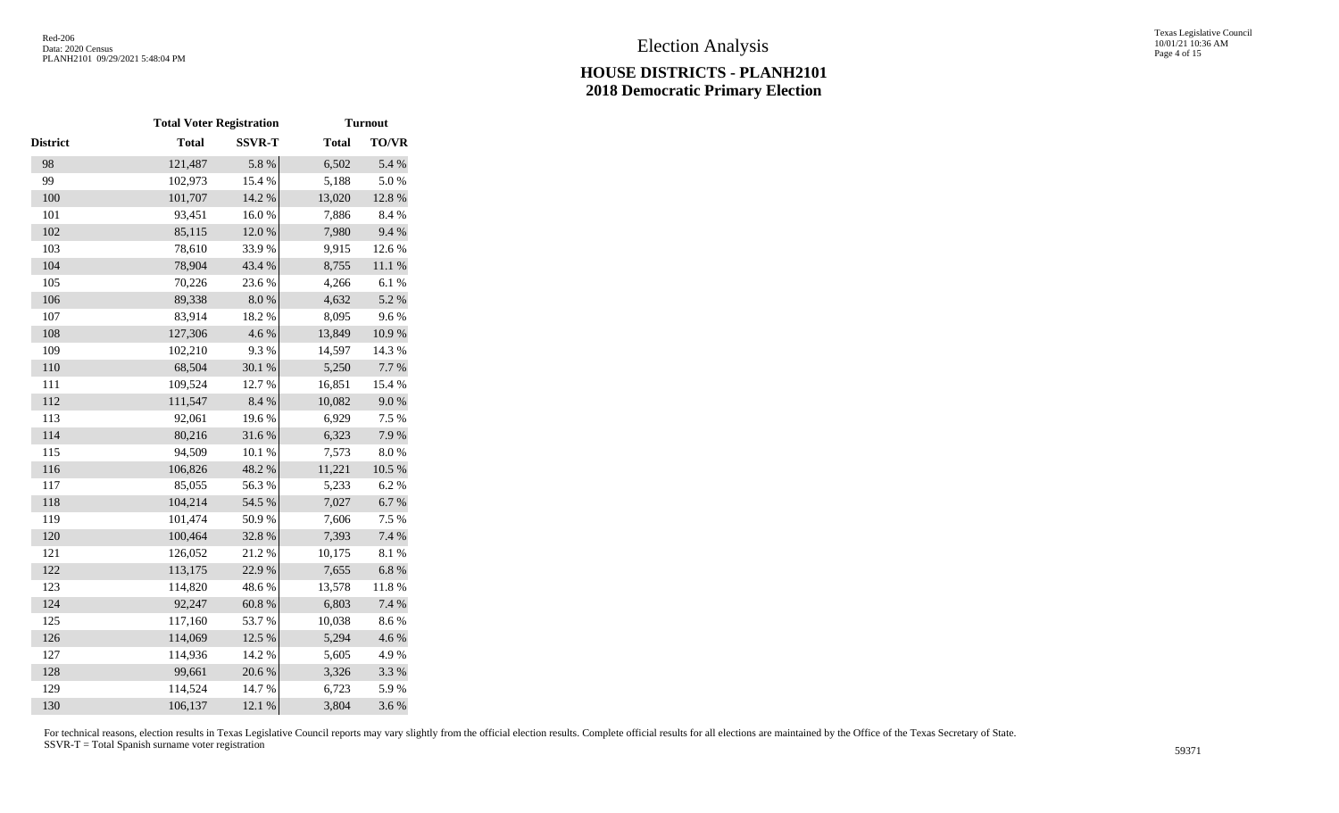# Election Analysis

## HOUSE DISTRICTS - PLANH2101
## 2018 Democratic Primary Election

| | Total Voter Registration | | Turnout | |
|---|---|---|---|---|
| District | Total | SSVR-T | Total | TO/VR |
| 98 | 121,487 | 5.8 % | 6,502 | 5.4 % |
| 99 | 102,973 | 15.4 % | 5,188 | 5.0 % |
| 100 | 101,707 | 14.2 % | 13,020 | 12.8 % |
| 101 | 93,451 | 16.0 % | 7,886 | 8.4 % |
| 102 | 85,115 | 12.0 % | 7,980 | 9.4 % |
| 103 | 78,610 | 33.9 % | 9,915 | 12.6 % |
| 104 | 78,904 | 43.4 % | 8,755 | 11.1 % |
| 105 | 70,226 | 23.6 % | 4,266 | 6.1 % |
| 106 | 89,338 | 8.0 % | 4,632 | 5.2 % |
| 107 | 83,914 | 18.2 % | 8,095 | 9.6 % |
| 108 | 127,306 | 4.6 % | 13,849 | 10.9 % |
| 109 | 102,210 | 9.3 % | 14,597 | 14.3 % |
| 110 | 68,504 | 30.1 % | 5,250 | 7.7 % |
| 111 | 109,524 | 12.7 % | 16,851 | 15.4 % |
| 112 | 111,547 | 8.4 % | 10,082 | 9.0 % |
| 113 | 92,061 | 19.6 % | 6,929 | 7.5 % |
| 114 | 80,216 | 31.6 % | 6,323 | 7.9 % |
| 115 | 94,509 | 10.1 % | 7,573 | 8.0 % |
| 116 | 106,826 | 48.2 % | 11,221 | 10.5 % |
| 117 | 85,055 | 56.3 % | 5,233 | 6.2 % |
| 118 | 104,214 | 54.5 % | 7,027 | 6.7 % |
| 119 | 101,474 | 50.9 % | 7,606 | 7.5 % |
| 120 | 100,464 | 32.8 % | 7,393 | 7.4 % |
| 121 | 126,052 | 21.2 % | 10,175 | 8.1 % |
| 122 | 113,175 | 22.9 % | 7,655 | 6.8 % |
| 123 | 114,820 | 48.6 % | 13,578 | 11.8 % |
| 124 | 92,247 | 60.8 % | 6,803 | 7.4 % |
| 125 | 117,160 | 53.7 % | 10,038 | 8.6 % |
| 126 | 114,069 | 12.5 % | 5,294 | 4.6 % |
| 127 | 114,936 | 14.2 % | 5,605 | 4.9 % |
| 128 | 99,661 | 20.6 % | 3,326 | 3.3 % |
| 129 | 114,524 | 14.7 % | 6,723 | 5.9 % |
| 130 | 106,137 | 12.1 % | 3,804 | 3.6 % |

For technical reasons, election results in Texas Legislative Council reports may vary slightly from the official election results. Complete official results for all elections are maintained by the Office of the Texas Secretary of State.
SSVR-T = Total Spanish surname voter registration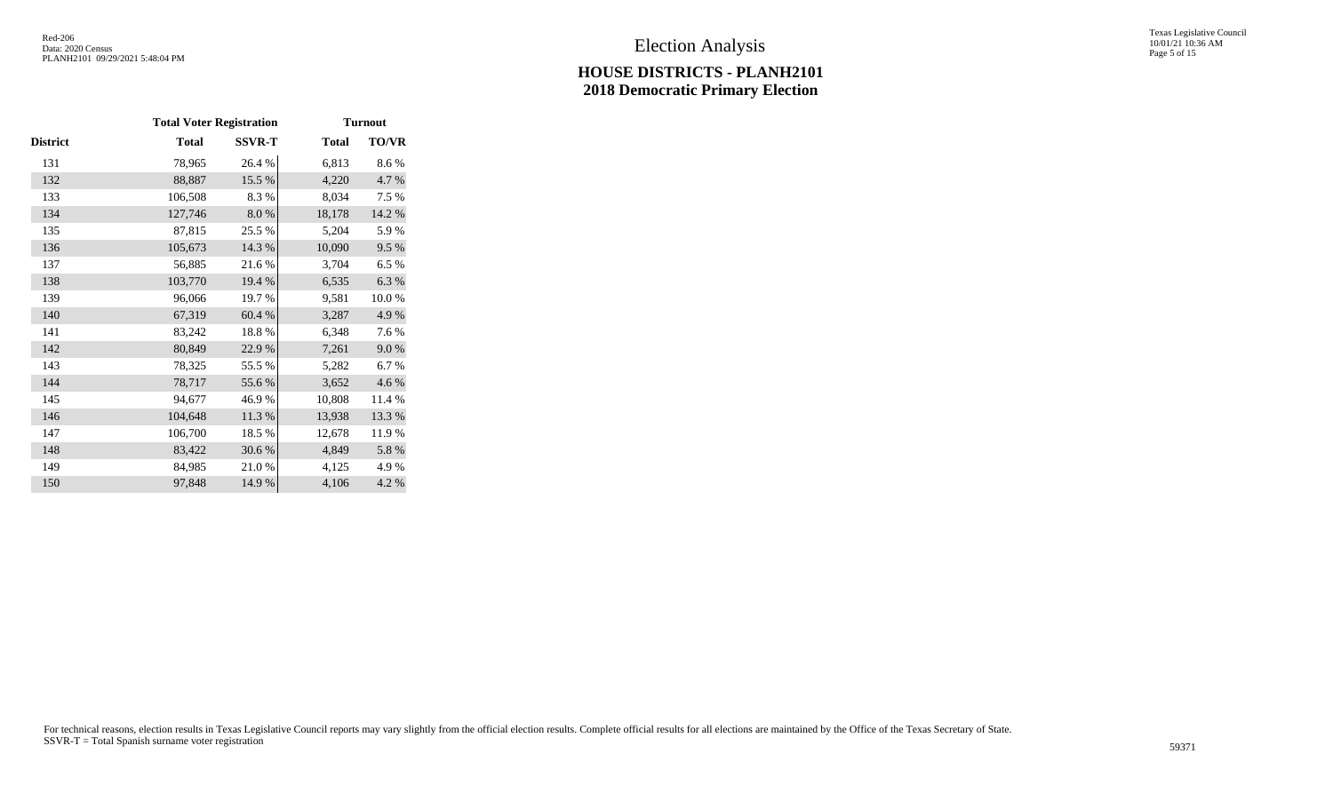# Election Analysis

## HOUSE DISTRICTS - PLANH2101
## 2018 Democratic Primary Election

| | Total Voter Registration | | Turnout | |
|---|---|---|---|---|
| District | Total | SSVR-T | Total | TO/VR |
| 131 | 78,965 | 26.4 % | 6,813 | 8.6 % |
| 132 | 88,887 | 15.5 % | 4,220 | 4.7 % |
| 133 | 106,508 | 8.3 % | 8,034 | 7.5 % |
| 134 | 127,746 | 8.0 % | 18,178 | 14.2 % |
| 135 | 87,815 | 25.5 % | 5,204 | 5.9 % |
| 136 | 105,673 | 14.3 % | 10,090 | 9.5 % |
| 137 | 56,885 | 21.6 % | 3,704 | 6.5 % |
| 138 | 103,770 | 19.4 % | 6,535 | 6.3 % |
| 139 | 96,066 | 19.7 % | 9,581 | 10.0 % |
| 140 | 67,319 | 60.4 % | 3,287 | 4.9 % |
| 141 | 83,242 | 18.8 % | 6,348 | 7.6 % |
| 142 | 80,849 | 22.9 % | 7,261 | 9.0 % |
| 143 | 78,325 | 55.5 % | 5,282 | 6.7 % |
| 144 | 78,717 | 55.6 % | 3,652 | 4.6 % |
| 145 | 94,677 | 46.9 % | 10,808 | 11.4 % |
| 146 | 104,648 | 11.3 % | 13,938 | 13.3 % |
| 147 | 106,700 | 18.5 % | 12,678 | 11.9 % |
| 148 | 83,422 | 30.6 % | 4,849 | 5.8 % |
| 149 | 84,985 | 21.0 % | 4,125 | 4.9 % |
| 150 | 97,848 | 14.9 % | 4,106 | 4.2 % |

For technical reasons, election results in Texas Legislative Council reports may vary slightly from the official election results. Complete official results for all elections are maintained by the Office of the Texas Secretary of State.
SSVR-T = Total Spanish surname voter registration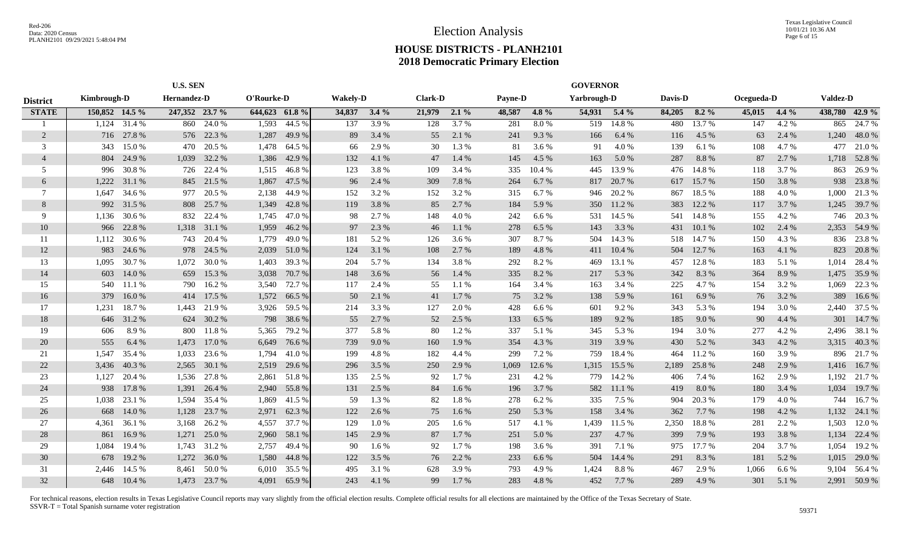# Election Analysis

## HOUSE DISTRICTS - PLANH2101
## 2018 Democratic Primary Election

| | U.S. SEN | | | | | | GOVERNOR | | | | | | | | | | | | | | | | | |
|---|---|---|---|---|---|---|---|---|---|---|---|---|---|---|---|---|---|---|---|---|---|---|---|---|
| District | Kimbrough-D | | Hernandez-D | | O'Rourke-D | | Wakely-D | | Clark-D | | Payne-D | | Yarbrough-D | | Davis-D | | Ocegueda-D | | Valdez-D | |
| STATE | 150,852 | 14.5 % | 247,352 | 23.7 % | 644,623 | 61.8 % | 34,837 | 3.4 % | 21,979 | 2.1 % | 48,587 | 4.8 % | 54,931 | 5.4 % | 84,205 | 8.2 % | 45,015 | 4.4 % | 438,780 | 42.9 % |
| 1 | 1,124 | 31.4 % | 860 | 24.0 % | 1,593 | 44.5 % | 137 | 3.9 % | 128 | 3.7 % | 281 | 8.0 % | 519 | 14.8 % | 480 | 13.7 % | 147 | 4.2 % | 865 | 24.7 % |
| 2 | 716 | 27.8 % | 576 | 22.3 % | 1,287 | 49.9 % | 89 | 3.4 % | 55 | 2.1 % | 241 | 9.3 % | 166 | 6.4 % | 116 | 4.5 % | 63 | 2.4 % | 1,240 | 48.0 % |
| 3 | 343 | 15.0 % | 470 | 20.5 % | 1,478 | 64.5 % | 66 | 2.9 % | 30 | 1.3 % | 81 | 3.6 % | 91 | 4.0 % | 139 | 6.1 % | 108 | 4.7 % | 477 | 21.0 % |
| 4 | 804 | 24.9 % | 1,039 | 32.2 % | 1,386 | 42.9 % | 132 | 4.1 % | 47 | 1.4 % | 145 | 4.5 % | 163 | 5.0 % | 287 | 8.8 % | 87 | 2.7 % | 1,718 | 52.8 % |
| 5 | 996 | 30.8 % | 726 | 22.4 % | 1,515 | 46.8 % | 123 | 3.8 % | 109 | 3.4 % | 335 | 10.4 % | 445 | 13.9 % | 476 | 14.8 % | 118 | 3.7 % | 863 | 26.9 % |
| 6 | 1,222 | 31.1 % | 845 | 21.5 % | 1,867 | 47.5 % | 96 | 2.4 % | 309 | 7.8 % | 264 | 6.7 % | 817 | 20.7 % | 617 | 15.7 % | 150 | 3.8 % | 938 | 23.8 % |
| 7 | 1,647 | 34.6 % | 977 | 20.5 % | 2,138 | 44.9 % | 152 | 3.2 % | 152 | 3.2 % | 315 | 6.7 % | 946 | 20.2 % | 867 | 18.5 % | 188 | 4.0 % | 1,000 | 21.3 % |
| 8 | 992 | 31.5 % | 808 | 25.7 % | 1,349 | 42.8 % | 119 | 3.8 % | 85 | 2.7 % | 184 | 5.9 % | 350 | 11.2 % | 383 | 12.2 % | 117 | 3.7 % | 1,245 | 39.7 % |
| 9 | 1,136 | 30.6 % | 832 | 22.4 % | 1,745 | 47.0 % | 98 | 2.7 % | 148 | 4.0 % | 242 | 6.6 % | 531 | 14.5 % | 541 | 14.8 % | 155 | 4.2 % | 746 | 20.3 % |
| 10 | 966 | 22.8 % | 1,318 | 31.1 % | 1,959 | 46.2 % | 97 | 2.3 % | 46 | 1.1 % | 278 | 6.5 % | 143 | 3.3 % | 431 | 10.1 % | 102 | 2.4 % | 2,353 | 54.9 % |
| 11 | 1,112 | 30.6 % | 743 | 20.4 % | 1,779 | 49.0 % | 181 | 5.2 % | 126 | 3.6 % | 307 | 8.7 % | 504 | 14.3 % | 518 | 14.7 % | 150 | 4.3 % | 836 | 23.8 % |
| 12 | 983 | 24.6 % | 978 | 24.5 % | 2,039 | 51.0 % | 124 | 3.1 % | 108 | 2.7 % | 189 | 4.8 % | 411 | 10.4 % | 504 | 12.7 % | 163 | 4.1 % | 823 | 20.8 % |
| 13 | 1,095 | 30.7 % | 1,072 | 30.0 % | 1,403 | 39.3 % | 204 | 5.7 % | 134 | 3.8 % | 292 | 8.2 % | 469 | 13.1 % | 457 | 12.8 % | 183 | 5.1 % | 1,014 | 28.4 % |
| 14 | 603 | 14.0 % | 659 | 15.3 % | 3,038 | 70.7 % | 148 | 3.6 % | 56 | 1.4 % | 335 | 8.2 % | 217 | 5.3 % | 342 | 8.3 % | 364 | 8.9 % | 1,475 | 35.9 % |
| 15 | 540 | 11.1 % | 790 | 16.2 % | 3,540 | 72.7 % | 117 | 2.4 % | 55 | 1.1 % | 164 | 3.4 % | 163 | 3.4 % | 225 | 4.7 % | 154 | 3.2 % | 1,069 | 22.3 % |
| 16 | 379 | 16.0 % | 414 | 17.5 % | 1,572 | 66.5 % | 50 | 2.1 % | 41 | 1.7 % | 75 | 3.2 % | 138 | 5.9 % | 161 | 6.9 % | 76 | 3.2 % | 389 | 16.6 % |
| 17 | 1,231 | 18.7 % | 1,443 | 21.9 % | 3,926 | 59.5 % | 214 | 3.3 % | 127 | 2.0 % | 428 | 6.6 % | 601 | 9.2 % | 343 | 5.3 % | 194 | 3.0 % | 2,440 | 37.5 % |
| 18 | 646 | 31.2 % | 624 | 30.2 % | 798 | 38.6 % | 55 | 2.7 % | 52 | 2.5 % | 133 | 6.5 % | 189 | 9.2 % | 185 | 9.0 % | 90 | 4.4 % | 301 | 14.7 % |
| 19 | 606 | 8.9 % | 800 | 11.8 % | 5,365 | 79.2 % | 377 | 5.8 % | 80 | 1.2 % | 337 | 5.1 % | 345 | 5.3 % | 194 | 3.0 % | 277 | 4.2 % | 2,496 | 38.1 % |
| 20 | 555 | 6.4 % | 1,473 | 17.0 % | 6,649 | 76.6 % | 739 | 9.0 % | 160 | 1.9 % | 354 | 4.3 % | 319 | 3.9 % | 430 | 5.2 % | 343 | 4.2 % | 3,315 | 40.3 % |
| 21 | 1,547 | 35.4 % | 1,033 | 23.6 % | 1,794 | 41.0 % | 199 | 4.8 % | 182 | 4.4 % | 299 | 7.2 % | 759 | 18.4 % | 464 | 11.2 % | 160 | 3.9 % | 896 | 21.7 % |
| 22 | 3,436 | 40.3 % | 2,565 | 30.1 % | 2,519 | 29.6 % | 296 | 3.5 % | 250 | 2.9 % | 1,069 | 12.6 % | 1,315 | 15.5 % | 2,189 | 25.8 % | 248 | 2.9 % | 1,416 | 16.7 % |
| 23 | 1,127 | 20.4 % | 1,536 | 27.8 % | 2,861 | 51.8 % | 135 | 2.5 % | 92 | 1.7 % | 231 | 4.2 % | 779 | 14.2 % | 406 | 7.4 % | 162 | 2.9 % | 1,192 | 21.7 % |
| 24 | 938 | 17.8 % | 1,391 | 26.4 % | 2,940 | 55.8 % | 131 | 2.5 % | 84 | 1.6 % | 196 | 3.7 % | 582 | 11.1 % | 419 | 8.0 % | 180 | 3.4 % | 1,034 | 19.7 % |
| 25 | 1,038 | 23.1 % | 1,594 | 35.4 % | 1,869 | 41.5 % | 59 | 1.3 % | 82 | 1.8 % | 278 | 6.2 % | 335 | 7.5 % | 904 | 20.3 % | 179 | 4.0 % | 744 | 16.7 % |
| 26 | 668 | 14.0 % | 1,128 | 23.7 % | 2,971 | 62.3 % | 122 | 2.6 % | 75 | 1.6 % | 250 | 5.3 % | 158 | 3.4 % | 362 | 7.7 % | 198 | 4.2 % | 1,132 | 24.1 % |
| 27 | 4,361 | 36.1 % | 3,168 | 26.2 % | 4,557 | 37.7 % | 129 | 1.0 % | 205 | 1.6 % | 517 | 4.1 % | 1,439 | 11.5 % | 2,350 | 18.8 % | 281 | 2.2 % | 1,503 | 12.0 % |
| 28 | 861 | 16.9 % | 1,271 | 25.0 % | 2,960 | 58.1 % | 145 | 2.9 % | 87 | 1.7 % | 251 | 5.0 % | 237 | 4.7 % | 399 | 7.9 % | 193 | 3.8 % | 1,134 | 22.4 % |
| 29 | 1,084 | 19.4 % | 1,743 | 31.2 % | 2,757 | 49.4 % | 90 | 1.6 % | 92 | 1.7 % | 198 | 3.6 % | 391 | 7.1 % | 975 | 17.7 % | 204 | 3.7 % | 1,054 | 19.2 % |
| 30 | 678 | 19.2 % | 1,272 | 36.0 % | 1,580 | 44.8 % | 122 | 3.5 % | 76 | 2.2 % | 233 | 6.6 % | 504 | 14.4 % | 291 | 8.3 % | 181 | 5.2 % | 1,015 | 29.0 % |
| 31 | 2,446 | 14.5 % | 8,461 | 50.0 % | 6,010 | 35.5 % | 495 | 3.1 % | 628 | 3.9 % | 793 | 4.9 % | 1,424 | 8.8 % | 467 | 2.9 % | 1,066 | 6.6 % | 9,104 | 56.4 % |
| 32 | 648 | 10.4 % | 1,473 | 23.7 % | 4,091 | 65.9 % | 243 | 4.1 % | 99 | 1.7 % | 283 | 4.8 % | 452 | 7.7 % | 289 | 4.9 % | 301 | 5.1 % | 2,991 | 50.9 % |

For technical reasons, election results in Texas Legislative Council reports may vary slightly from the official election results. Complete official results for all elections are maintained by the Office of the Texas Secretary of State.
SSVR-T = Total Spanish surname voter registration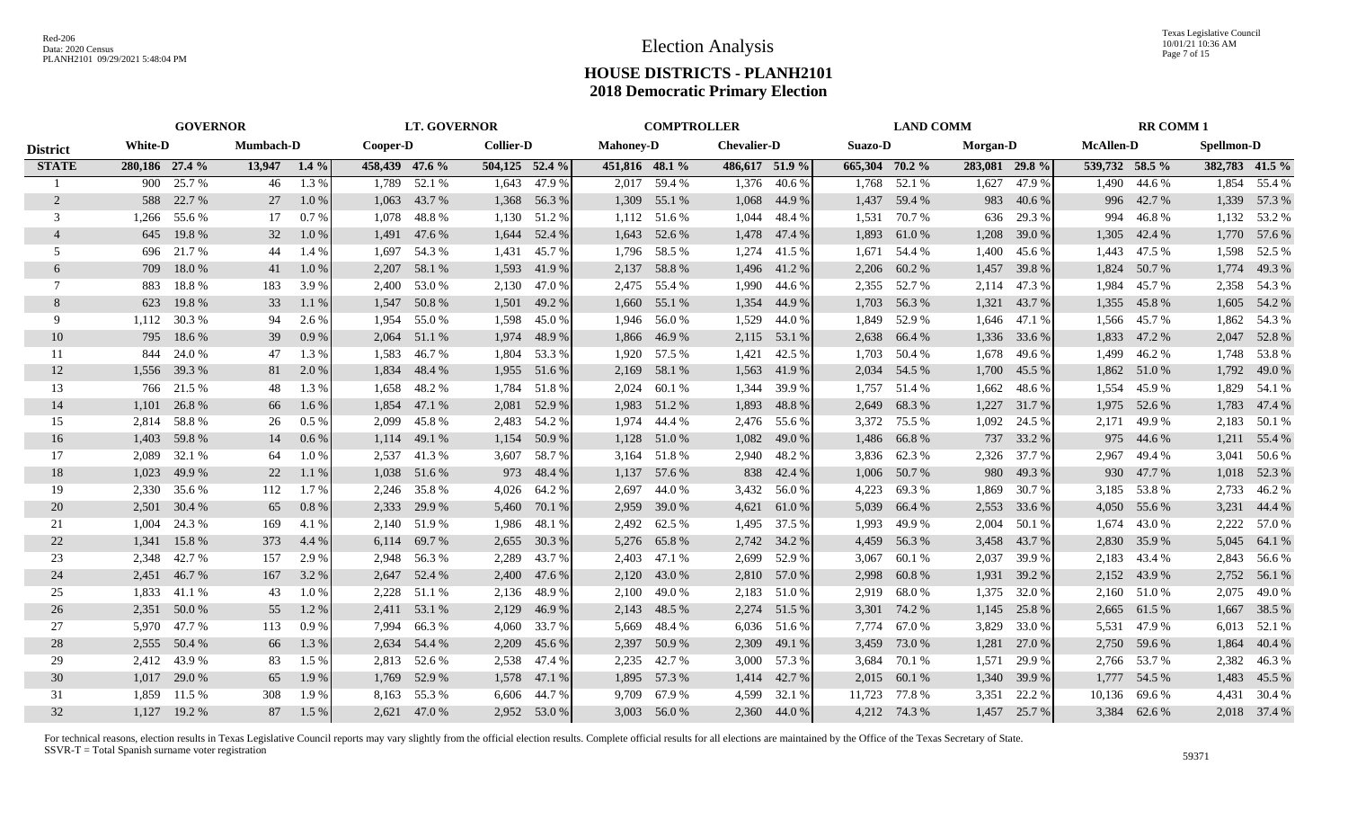# Election Analysis

## HOUSE DISTRICTS - PLANH2101
## 2018 Democratic Primary Election

| | GOVERNOR | | | | LT. GOVERNOR | | | | COMPTROLLER | | | | LAND COMM | | | | RR COMM 1 | | | |
|---|---|---|---|---|---|---|---|---|---|---|---|---|---|---|---|---|---|---|---|---|
| **District** | **White-D** | | **Mumbach-D** | | **Cooper-D** | | **Collier-D** | | **Mahoney-D** | | **Chevalier-D** | | **Suazo-D** | | **Morgan-D** | | **McAllen-D** | | **Spellmon-D** | |
| **STATE** | **280,186** | **27.4 %** | **13,947** | **1.4 %** | **458,439** | **47.6 %** | **504,125** | **52.4 %** | **451,816** | **48.1 %** | **486,617** | **51.9 %** | **665,304** | **70.2 %** | **283,081** | **29.8 %** | **539,732** | **58.5 %** | **382,783** | **41.5 %** |
| 1 | 900 | 25.7 % | 46 | 1.3 % | 1,789 | 52.1 % | 1,643 | 47.9 % | 2,017 | 59.4 % | 1,376 | 40.6 % | 1,768 | 52.1 % | 1,627 | 47.9 % | 1,490 | 44.6 % | 1,854 | 55.4 % |
| 2 | 588 | 22.7 % | 27 | 1.0 % | 1,063 | 43.7 % | 1,368 | 56.3 % | 1,309 | 55.1 % | 1,068 | 44.9 % | 1,437 | 59.4 % | 983 | 40.6 % | 996 | 42.7 % | 1,339 | 57.3 % |
| 3 | 1,266 | 55.6 % | 17 | 0.7 % | 1,078 | 48.8 % | 1,130 | 51.2 % | 1,112 | 51.6 % | 1,044 | 48.4 % | 1,531 | 70.7 % | 636 | 29.3 % | 994 | 46.8 % | 1,132 | 53.2 % |
| 4 | 645 | 19.8 % | 32 | 1.0 % | 1,491 | 47.6 % | 1,644 | 52.4 % | 1,643 | 52.6 % | 1,478 | 47.4 % | 1,893 | 61.0 % | 1,208 | 39.0 % | 1,305 | 42.4 % | 1,770 | 57.6 % |
| 5 | 696 | 21.7 % | 44 | 1.4 % | 1,697 | 54.3 % | 1,431 | 45.7 % | 1,796 | 58.5 % | 1,274 | 41.5 % | 1,671 | 54.4 % | 1,400 | 45.6 % | 1,443 | 47.5 % | 1,598 | 52.5 % |
| 6 | 709 | 18.0 % | 41 | 1.0 % | 2,207 | 58.1 % | 1,593 | 41.9 % | 2,137 | 58.8 % | 1,496 | 41.2 % | 2,206 | 60.2 % | 1,457 | 39.8 % | 1,824 | 50.7 % | 1,774 | 49.3 % |
| 7 | 883 | 18.8 % | 183 | 3.9 % | 2,400 | 53.0 % | 2,130 | 47.0 % | 2,475 | 55.4 % | 1,990 | 44.6 % | 2,355 | 52.7 % | 2,114 | 47.3 % | 1,984 | 45.7 % | 2,358 | 54.3 % |
| 8 | 623 | 19.8 % | 33 | 1.1 % | 1,547 | 50.8 % | 1,501 | 49.2 % | 1,660 | 55.1 % | 1,354 | 44.9 % | 1,703 | 56.3 % | 1,321 | 43.7 % | 1,355 | 45.8 % | 1,605 | 54.2 % |
| 9 | 1,112 | 30.3 % | 94 | 2.6 % | 1,954 | 55.0 % | 1,598 | 45.0 % | 1,946 | 56.0 % | 1,529 | 44.0 % | 1,849 | 52.9 % | 1,646 | 47.1 % | 1,566 | 45.7 % | 1,862 | 54.3 % |
| 10 | 795 | 18.6 % | 39 | 0.9 % | 2,064 | 51.1 % | 1,974 | 48.9 % | 1,866 | 46.9 % | 2,115 | 53.1 % | 2,638 | 66.4 % | 1,336 | 33.6 % | 1,833 | 47.2 % | 2,047 | 52.8 % |
| 11 | 844 | 24.0 % | 47 | 1.3 % | 1,583 | 46.7 % | 1,804 | 53.3 % | 1,920 | 57.5 % | 1,421 | 42.5 % | 1,703 | 50.4 % | 1,678 | 49.6 % | 1,499 | 46.2 % | 1,748 | 53.8 % |
| 12 | 1,556 | 39.3 % | 81 | 2.0 % | 1,834 | 48.4 % | 1,955 | 51.6 % | 2,169 | 58.1 % | 1,563 | 41.9 % | 2,034 | 54.5 % | 1,700 | 45.5 % | 1,862 | 51.0 % | 1,792 | 49.0 % |
| 13 | 766 | 21.5 % | 48 | 1.3 % | 1,658 | 48.2 % | 1,784 | 51.8 % | 2,024 | 60.1 % | 1,344 | 39.9 % | 1,757 | 51.4 % | 1,662 | 48.6 % | 1,554 | 45.9 % | 1,829 | 54.1 % |
| 14 | 1,101 | 26.8 % | 66 | 1.6 % | 1,854 | 47.1 % | 2,081 | 52.9 % | 1,983 | 51.2 % | 1,893 | 48.8 % | 2,649 | 68.3 % | 1,227 | 31.7 % | 1,975 | 52.6 % | 1,783 | 47.4 % |
| 15 | 2,814 | 58.8 % | 26 | 0.5 % | 2,099 | 45.8 % | 2,483 | 54.2 % | 1,974 | 44.4 % | 2,476 | 55.6 % | 3,372 | 75.5 % | 1,092 | 24.5 % | 2,171 | 49.9 % | 2,183 | 50.1 % |
| 16 | 1,403 | 59.8 % | 14 | 0.6 % | 1,114 | 49.1 % | 1,154 | 50.9 % | 1,128 | 51.0 % | 1,082 | 49.0 % | 1,486 | 66.8 % | 737 | 33.2 % | 975 | 44.6 % | 1,211 | 55.4 % |
| 17 | 2,089 | 32.1 % | 64 | 1.0 % | 2,537 | 41.3 % | 3,607 | 58.7 % | 3,164 | 51.8 % | 2,940 | 48.2 % | 3,836 | 62.3 % | 2,326 | 37.7 % | 2,967 | 49.4 % | 3,041 | 50.6 % |
| 18 | 1,023 | 49.9 % | 22 | 1.1 % | 1,038 | 51.6 % | 973 | 48.4 % | 1,137 | 57.6 % | 838 | 42.4 % | 1,006 | 50.7 % | 980 | 49.3 % | 930 | 47.7 % | 1,018 | 52.3 % |
| 19 | 2,330 | 35.6 % | 112 | 1.7 % | 2,246 | 35.8 % | 4,026 | 64.2 % | 2,697 | 44.0 % | 3,432 | 56.0 % | 4,223 | 69.3 % | 1,869 | 30.7 % | 3,185 | 53.8 % | 2,733 | 46.2 % |
| 20 | 2,501 | 30.4 % | 65 | 0.8 % | 2,333 | 29.9 % | 5,460 | 70.1 % | 2,959 | 39.0 % | 4,621 | 61.0 % | 5,039 | 66.4 % | 2,553 | 33.6 % | 4,050 | 55.6 % | 3,231 | 44.4 % |
| 21 | 1,004 | 24.3 % | 169 | 4.1 % | 2,140 | 51.9 % | 1,986 | 48.1 % | 2,492 | 62.5 % | 1,495 | 37.5 % | 1,993 | 49.9 % | 2,004 | 50.1 % | 1,674 | 43.0 % | 2,222 | 57.0 % |
| 22 | 1,341 | 15.8 % | 373 | 4.4 % | 6,114 | 69.7 % | 2,655 | 30.3 % | 5,276 | 65.8 % | 2,742 | 34.2 % | 4,459 | 56.3 % | 3,458 | 43.7 % | 2,830 | 35.9 % | 5,045 | 64.1 % |
| 23 | 2,348 | 42.7 % | 157 | 2.9 % | 2,948 | 56.3 % | 2,289 | 43.7 % | 2,403 | 47.1 % | 2,699 | 52.9 % | 3,067 | 60.1 % | 2,037 | 39.9 % | 2,183 | 43.4 % | 2,843 | 56.6 % |
| 24 | 2,451 | 46.7 % | 167 | 3.2 % | 2,647 | 52.4 % | 2,400 | 47.6 % | 2,120 | 43.0 % | 2,810 | 57.0 % | 2,998 | 60.8 % | 1,931 | 39.2 % | 2,152 | 43.9 % | 2,752 | 56.1 % |
| 25 | 1,833 | 41.1 % | 43 | 1.0 % | 2,228 | 51.1 % | 2,136 | 48.9 % | 2,100 | 49.0 % | 2,183 | 51.0 % | 2,919 | 68.0 % | 1,375 | 32.0 % | 2,160 | 51.0 % | 2,075 | 49.0 % |
| 26 | 2,351 | 50.0 % | 55 | 1.2 % | 2,411 | 53.1 % | 2,129 | 46.9 % | 2,143 | 48.5 % | 2,274 | 51.5 % | 3,301 | 74.2 % | 1,145 | 25.8 % | 2,665 | 61.5 % | 1,667 | 38.5 % |
| 27 | 5,970 | 47.7 % | 113 | 0.9 % | 7,994 | 66.3 % | 4,060 | 33.7 % | 5,669 | 48.4 % | 6,036 | 51.6 % | 7,774 | 67.0 % | 3,829 | 33.0 % | 5,531 | 47.9 % | 6,013 | 52.1 % |
| 28 | 2,555 | 50.4 % | 66 | 1.3 % | 2,634 | 54.4 % | 2,209 | 45.6 % | 2,397 | 50.9 % | 2,309 | 49.1 % | 3,459 | 73.0 % | 1,281 | 27.0 % | 2,750 | 59.6 % | 1,864 | 40.4 % |
| 29 | 2,412 | 43.9 % | 83 | 1.5 % | 2,813 | 52.6 % | 2,538 | 47.4 % | 2,235 | 42.7 % | 3,000 | 57.3 % | 3,684 | 70.1 % | 1,571 | 29.9 % | 2,766 | 53.7 % | 2,382 | 46.3 % |
| 30 | 1,017 | 29.0 % | 65 | 1.9 % | 1,769 | 52.9 % | 1,578 | 47.1 % | 1,895 | 57.3 % | 1,414 | 42.7 % | 2,015 | 60.1 % | 1,340 | 39.9 % | 1,777 | 54.5 % | 1,483 | 45.5 % |
| 31 | 1,859 | 11.5 % | 308 | 1.9 % | 8,163 | 55.3 % | 6,606 | 44.7 % | 9,709 | 67.9 % | 4,599 | 32.1 % | 11,723 | 77.8 % | 3,351 | 22.2 % | 10,136 | 69.6 % | 4,431 | 30.4 % |
| 32 | 1,127 | 19.2 % | 87 | 1.5 % | 2,621 | 47.0 % | 2,952 | 53.0 % | 3,003 | 56.0 % | 2,360 | 44.0 % | 4,212 | 74.3 % | 1,457 | 25.7 % | 3,384 | 62.6 % | 2,018 | 37.4 % |

For technical reasons, election results in Texas Legislative Council reports may vary slightly from the official election results. Complete official results for all elections are maintained by the Office of the Texas Secretary of State.
SSVR-T = Total Spanish surname voter registration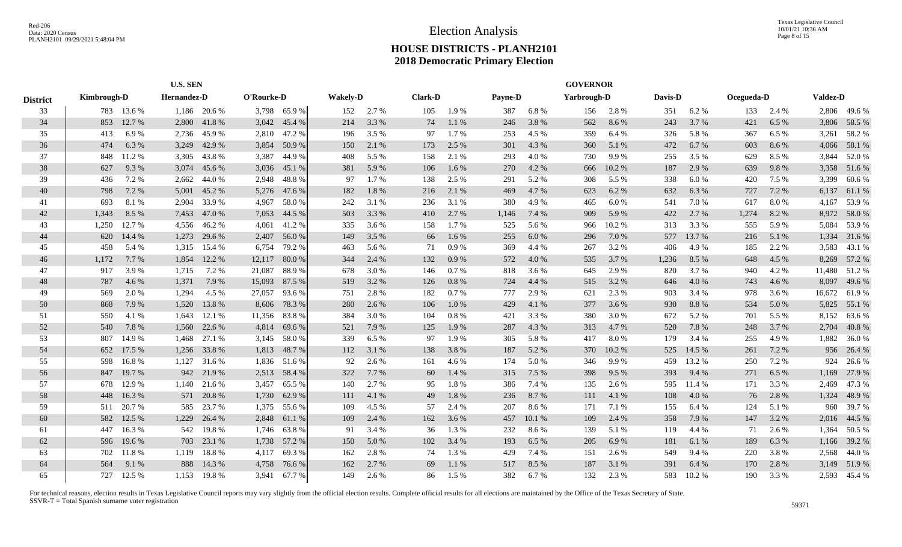# Election Analysis

## HOUSE DISTRICTS - PLANH2101
## 2018 Democratic Primary Election

| | U.S. SEN | | | | | | GOVERNOR | | | | | | | | | | | | | | | | | | | |
|---|---|---|---|---|---|---|---|---|---|---|---|---|---|---|---|---|---|---|---|---|---|---|---|---|---|---|
| District | Kimbrough-D | | Hernandez-D | | O'Rourke-D | | Wakely-D | | Clark-D | | Payne-D | | Yarbrough-D | | Davis-D | | Ocegueda-D | | Valdez-D | |
| 33 | 783 | 13.6 % | 1,186 | 20.6 % | 3,798 | 65.9 % | 152 | 2.7 % | 105 | 1.9 % | 387 | 6.8 % | 156 | 2.8 % | 351 | 6.2 % | 133 | 2.4 % | 2,806 | 49.6 % |
| 34 | 853 | 12.7 % | 2,800 | 41.8 % | 3,042 | 45.4 % | 214 | 3.3 % | 74 | 1.1 % | 246 | 3.8 % | 562 | 8.6 % | 243 | 3.7 % | 421 | 6.5 % | 3,806 | 58.5 % |
| 35 | 413 | 6.9 % | 2,736 | 45.9 % | 2,810 | 47.2 % | 196 | 3.5 % | 97 | 1.7 % | 253 | 4.5 % | 359 | 6.4 % | 326 | 5.8 % | 367 | 6.5 % | 3,261 | 58.2 % |
| 36 | 474 | 6.3 % | 3,249 | 42.9 % | 3,854 | 50.9 % | 150 | 2.1 % | 173 | 2.5 % | 301 | 4.3 % | 360 | 5.1 % | 472 | 6.7 % | 603 | 8.6 % | 4,066 | 58.1 % |
| 37 | 848 | 11.2 % | 3,305 | 43.8 % | 3,387 | 44.9 % | 408 | 5.5 % | 158 | 2.1 % | 293 | 4.0 % | 730 | 9.9 % | 255 | 3.5 % | 629 | 8.5 % | 3,844 | 52.0 % |
| 38 | 627 | 9.3 % | 3,074 | 45.6 % | 3,036 | 45.1 % | 381 | 5.9 % | 106 | 1.6 % | 270 | 4.2 % | 666 | 10.2 % | 187 | 2.9 % | 639 | 9.8 % | 3,358 | 51.6 % |
| 39 | 436 | 7.2 % | 2,662 | 44.0 % | 2,948 | 48.8 % | 97 | 1.7 % | 138 | 2.5 % | 291 | 5.2 % | 308 | 5.5 % | 338 | 6.0 % | 420 | 7.5 % | 3,399 | 60.6 % |
| 40 | 798 | 7.2 % | 5,001 | 45.2 % | 5,276 | 47.6 % | 182 | 1.8 % | 216 | 2.1 % | 469 | 4.7 % | 623 | 6.2 % | 632 | 6.3 % | 727 | 7.2 % | 6,137 | 61.1 % |
| 41 | 693 | 8.1 % | 2,904 | 33.9 % | 4,967 | 58.0 % | 242 | 3.1 % | 236 | 3.1 % | 380 | 4.9 % | 465 | 6.0 % | 541 | 7.0 % | 617 | 8.0 % | 4,167 | 53.9 % |
| 42 | 1,343 | 8.5 % | 7,453 | 47.0 % | 7,053 | 44.5 % | 503 | 3.3 % | 410 | 2.7 % | 1,146 | 7.4 % | 909 | 5.9 % | 422 | 2.7 % | 1,274 | 8.2 % | 8,972 | 58.0 % |
| 43 | 1,250 | 12.7 % | 4,556 | 46.2 % | 4,061 | 41.2 % | 335 | 3.6 % | 158 | 1.7 % | 525 | 5.6 % | 966 | 10.2 % | 313 | 3.3 % | 555 | 5.9 % | 5,084 | 53.9 % |
| 44 | 620 | 14.4 % | 1,273 | 29.6 % | 2,407 | 56.0 % | 149 | 3.5 % | 66 | 1.6 % | 255 | 6.0 % | 296 | 7.0 % | 577 | 13.7 % | 216 | 5.1 % | 1,334 | 31.6 % |
| 45 | 458 | 5.4 % | 1,315 | 15.4 % | 6,754 | 79.2 % | 463 | 5.6 % | 71 | 0.9 % | 369 | 4.4 % | 267 | 3.2 % | 406 | 4.9 % | 185 | 2.2 % | 3,583 | 43.1 % |
| 46 | 1,172 | 7.7 % | 1,854 | 12.2 % | 12,117 | 80.0 % | 344 | 2.4 % | 132 | 0.9 % | 572 | 4.0 % | 535 | 3.7 % | 1,236 | 8.5 % | 648 | 4.5 % | 8,269 | 57.2 % |
| 47 | 917 | 3.9 % | 1,715 | 7.2 % | 21,087 | 88.9 % | 678 | 3.0 % | 146 | 0.7 % | 818 | 3.6 % | 645 | 2.9 % | 820 | 3.7 % | 940 | 4.2 % | 11,480 | 51.2 % |
| 48 | 787 | 4.6 % | 1,371 | 7.9 % | 15,093 | 87.5 % | 519 | 3.2 % | 126 | 0.8 % | 724 | 4.4 % | 515 | 3.2 % | 646 | 4.0 % | 743 | 4.6 % | 8,097 | 49.6 % |
| 49 | 569 | 2.0 % | 1,294 | 4.5 % | 27,057 | 93.6 % | 751 | 2.8 % | 182 | 0.7 % | 777 | 2.9 % | 621 | 2.3 % | 903 | 3.4 % | 978 | 3.6 % | 16,672 | 61.9 % |
| 50 | 868 | 7.9 % | 1,520 | 13.8 % | 8,606 | 78.3 % | 280 | 2.6 % | 106 | 1.0 % | 429 | 4.1 % | 377 | 3.6 % | 930 | 8.8 % | 534 | 5.0 % | 5,825 | 55.1 % |
| 51 | 550 | 4.1 % | 1,643 | 12.1 % | 11,356 | 83.8 % | 384 | 3.0 % | 104 | 0.8 % | 421 | 3.3 % | 380 | 3.0 % | 672 | 5.2 % | 701 | 5.5 % | 8,152 | 63.6 % |
| 52 | 540 | 7.8 % | 1,560 | 22.6 % | 4,814 | 69.6 % | 521 | 7.9 % | 125 | 1.9 % | 287 | 4.3 % | 313 | 4.7 % | 520 | 7.8 % | 248 | 3.7 % | 2,704 | 40.8 % |
| 53 | 807 | 14.9 % | 1,468 | 27.1 % | 3,145 | 58.0 % | 339 | 6.5 % | 97 | 1.9 % | 305 | 5.8 % | 417 | 8.0 % | 179 | 3.4 % | 255 | 4.9 % | 1,882 | 36.0 % |
| 54 | 652 | 17.5 % | 1,256 | 33.8 % | 1,813 | 48.7 % | 112 | 3.1 % | 138 | 3.8 % | 187 | 5.2 % | 370 | 10.2 % | 525 | 14.5 % | 261 | 7.2 % | 956 | 26.4 % |
| 55 | 598 | 16.8 % | 1,127 | 31.6 % | 1,836 | 51.6 % | 92 | 2.6 % | 161 | 4.6 % | 174 | 5.0 % | 346 | 9.9 % | 459 | 13.2 % | 250 | 7.2 % | 924 | 26.6 % |
| 56 | 847 | 19.7 % | 942 | 21.9 % | 2,513 | 58.4 % | 322 | 7.7 % | 60 | 1.4 % | 315 | 7.5 % | 398 | 9.5 % | 393 | 9.4 % | 271 | 6.5 % | 1,169 | 27.9 % |
| 57 | 678 | 12.9 % | 1,140 | 21.6 % | 3,457 | 65.5 % | 140 | 2.7 % | 95 | 1.8 % | 386 | 7.4 % | 135 | 2.6 % | 595 | 11.4 % | 171 | 3.3 % | 2,469 | 47.3 % |
| 58 | 448 | 16.3 % | 571 | 20.8 % | 1,730 | 62.9 % | 111 | 4.1 % | 49 | 1.8 % | 236 | 8.7 % | 111 | 4.1 % | 108 | 4.0 % | 76 | 2.8 % | 1,324 | 48.9 % |
| 59 | 511 | 20.7 % | 585 | 23.7 % | 1,375 | 55.6 % | 109 | 4.5 % | 57 | 2.4 % | 207 | 8.6 % | 171 | 7.1 % | 155 | 6.4 % | 124 | 5.1 % | 960 | 39.7 % |
| 60 | 582 | 12.5 % | 1,229 | 26.4 % | 2,848 | 61.1 % | 109 | 2.4 % | 162 | 3.6 % | 457 | 10.1 % | 109 | 2.4 % | 358 | 7.9 % | 147 | 3.2 % | 2,016 | 44.5 % |
| 61 | 447 | 16.3 % | 542 | 19.8 % | 1,746 | 63.8 % | 91 | 3.4 % | 36 | 1.3 % | 232 | 8.6 % | 139 | 5.1 % | 119 | 4.4 % | 71 | 2.6 % | 1,364 | 50.5 % |
| 62 | 596 | 19.6 % | 703 | 23.1 % | 1,738 | 57.2 % | 150 | 5.0 % | 102 | 3.4 % | 193 | 6.5 % | 205 | 6.9 % | 181 | 6.1 % | 189 | 6.3 % | 1,166 | 39.2 % |
| 63 | 702 | 11.8 % | 1,119 | 18.8 % | 4,117 | 69.3 % | 162 | 2.8 % | 74 | 1.3 % | 429 | 7.4 % | 151 | 2.6 % | 549 | 9.4 % | 220 | 3.8 % | 2,568 | 44.0 % |
| 64 | 564 | 9.1 % | 888 | 14.3 % | 4,758 | 76.6 % | 162 | 2.7 % | 69 | 1.1 % | 517 | 8.5 % | 187 | 3.1 % | 391 | 6.4 % | 170 | 2.8 % | 3,149 | 51.9 % |
| 65 | 727 | 12.5 % | 1,153 | 19.8 % | 3,941 | 67.7 % | 149 | 2.6 % | 86 | 1.5 % | 382 | 6.7 % | 132 | 2.3 % | 583 | 10.2 % | 190 | 3.3 % | 2,593 | 45.4 % |

For technical reasons, election results in Texas Legislative Council reports may vary slightly from the official election results. Complete official results for all elections are maintained by the Office of the Texas Secretary of State.
SSVR-T = Total Spanish surname voter registration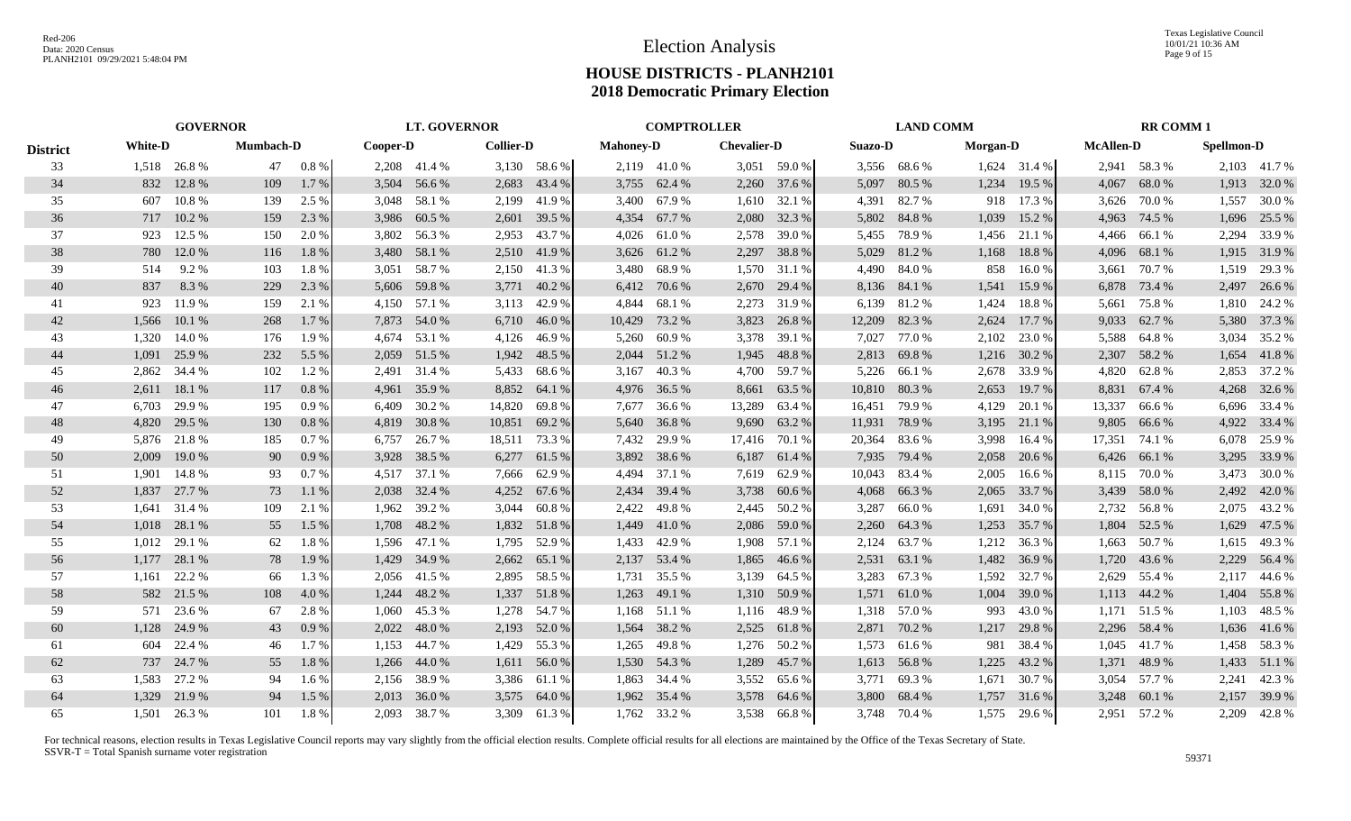# Election Analysis

## HOUSE DISTRICTS - PLANH2101
## 2018 Democratic Primary Election

| District | GOVERNOR | | | | LT. GOVERNOR | | | | COMPTROLLER | | | | LAND COMM | | | | RR COMM 1 | | | |
|---|---|---|---|---|---|---|---|---|---|---|---|---|---|---|---|---|---|---|---|---|
| | White-D | | Mumbach-D | | Cooper-D | | Collier-D | | Mahoney-D | | Chevalier-D | | Suazo-D | | Morgan-D | | McAllen-D | | Spellmon-D | |
| 33 | 1,518 | 26.8 % | 47 | 0.8 % | 2,208 | 41.4 % | 3,130 | 58.6 % | 2,119 | 41.0 % | 3,051 | 59.0 % | 3,556 | 68.6 % | 1,624 | 31.4 % | 2,941 | 58.3 % | 2,103 | 41.7 % |
| 34 | 832 | 12.8 % | 109 | 1.7 % | 3,504 | 56.6 % | 2,683 | 43.4 % | 3,755 | 62.4 % | 2,260 | 37.6 % | 5,097 | 80.5 % | 1,234 | 19.5 % | 4,067 | 68.0 % | 1,913 | 32.0 % |
| 35 | 607 | 10.8 % | 139 | 2.5 % | 3,048 | 58.1 % | 2,199 | 41.9 % | 3,400 | 67.9 % | 1,610 | 32.1 % | 4,391 | 82.7 % | 918 | 17.3 % | 3,626 | 70.0 % | 1,557 | 30.0 % |
| 36 | 717 | 10.2 % | 159 | 2.3 % | 3,986 | 60.5 % | 2,601 | 39.5 % | 4,354 | 67.7 % | 2,080 | 32.3 % | 5,802 | 84.8 % | 1,039 | 15.2 % | 4,963 | 74.5 % | 1,696 | 25.5 % |
| 37 | 923 | 12.5 % | 150 | 2.0 % | 3,802 | 56.3 % | 2,953 | 43.7 % | 4,026 | 61.0 % | 2,578 | 39.0 % | 5,455 | 78.9 % | 1,456 | 21.1 % | 4,466 | 66.1 % | 2,294 | 33.9 % |
| 38 | 780 | 12.0 % | 116 | 1.8 % | 3,480 | 58.1 % | 2,510 | 41.9 % | 3,626 | 61.2 % | 2,297 | 38.8 % | 5,029 | 81.2 % | 1,168 | 18.8 % | 4,096 | 68.1 % | 1,915 | 31.9 % |
| 39 | 514 | 9.2 % | 103 | 1.8 % | 3,051 | 58.7 % | 2,150 | 41.3 % | 3,480 | 68.9 % | 1,570 | 31.1 % | 4,490 | 84.0 % | 858 | 16.0 % | 3,661 | 70.7 % | 1,519 | 29.3 % |
| 40 | 837 | 8.3 % | 229 | 2.3 % | 5,606 | 59.8 % | 3,771 | 40.2 % | 6,412 | 70.6 % | 2,670 | 29.4 % | 8,136 | 84.1 % | 1,541 | 15.9 % | 6,878 | 73.4 % | 2,497 | 26.6 % |
| 41 | 923 | 11.9 % | 159 | 2.1 % | 4,150 | 57.1 % | 3,113 | 42.9 % | 4,844 | 68.1 % | 2,273 | 31.9 % | 6,139 | 81.2 % | 1,424 | 18.8 % | 5,661 | 75.8 % | 1,810 | 24.2 % |
| 42 | 1,566 | 10.1 % | 268 | 1.7 % | 7,873 | 54.0 % | 6,710 | 46.0 % | 10,429 | 73.2 % | 3,823 | 26.8 % | 12,209 | 82.3 % | 2,624 | 17.7 % | 9,033 | 62.7 % | 5,380 | 37.3 % |
| 43 | 1,320 | 14.0 % | 176 | 1.9 % | 4,674 | 53.1 % | 4,126 | 46.9 % | 5,260 | 60.9 % | 3,378 | 39.1 % | 7,027 | 77.0 % | 2,102 | 23.0 % | 5,588 | 64.8 % | 3,034 | 35.2 % |
| 44 | 1,091 | 25.9 % | 232 | 5.5 % | 2,059 | 51.5 % | 1,942 | 48.5 % | 2,044 | 51.2 % | 1,945 | 48.8 % | 2,813 | 69.8 % | 1,216 | 30.2 % | 2,307 | 58.2 % | 1,654 | 41.8 % |
| 45 | 2,862 | 34.4 % | 102 | 1.2 % | 2,491 | 31.4 % | 5,433 | 68.6 % | 3,167 | 40.3 % | 4,700 | 59.7 % | 5,226 | 66.1 % | 2,678 | 33.9 % | 4,820 | 62.8 % | 2,853 | 37.2 % |
| 46 | 2,611 | 18.1 % | 117 | 0.8 % | 4,961 | 35.9 % | 8,852 | 64.1 % | 4,976 | 36.5 % | 8,661 | 63.5 % | 10,810 | 80.3 % | 2,653 | 19.7 % | 8,831 | 67.4 % | 4,268 | 32.6 % |
| 47 | 6,703 | 29.9 % | 195 | 0.9 % | 6,409 | 30.2 % | 14,820 | 69.8 % | 7,677 | 36.6 % | 13,289 | 63.4 % | 16,451 | 79.9 % | 4,129 | 20.1 % | 13,337 | 66.6 % | 6,696 | 33.4 % |
| 48 | 4,820 | 29.5 % | 130 | 0.8 % | 4,819 | 30.8 % | 10,851 | 69.2 % | 5,640 | 36.8 % | 9,690 | 63.2 % | 11,931 | 78.9 % | 3,195 | 21.1 % | 9,805 | 66.6 % | 4,922 | 33.4 % |
| 49 | 5,876 | 21.8 % | 185 | 0.7 % | 6,757 | 26.7 % | 18,511 | 73.3 % | 7,432 | 29.9 % | 17,416 | 70.1 % | 20,364 | 83.6 % | 3,998 | 16.4 % | 17,351 | 74.1 % | 6,078 | 25.9 % |
| 50 | 2,009 | 19.0 % | 90 | 0.9 % | 3,928 | 38.5 % | 6,277 | 61.5 % | 3,892 | 38.6 % | 6,187 | 61.4 % | 7,935 | 79.4 % | 2,058 | 20.6 % | 6,426 | 66.1 % | 3,295 | 33.9 % |
| 51 | 1,901 | 14.8 % | 93 | 0.7 % | 4,517 | 37.1 % | 7,666 | 62.9 % | 4,494 | 37.1 % | 7,619 | 62.9 % | 10,043 | 83.4 % | 2,005 | 16.6 % | 8,115 | 70.0 % | 3,473 | 30.0 % |
| 52 | 1,837 | 27.7 % | 73 | 1.1 % | 2,038 | 32.4 % | 4,252 | 67.6 % | 2,434 | 39.4 % | 3,738 | 60.6 % | 4,068 | 66.3 % | 2,065 | 33.7 % | 3,439 | 58.0 % | 2,492 | 42.0 % |
| 53 | 1,641 | 31.4 % | 109 | 2.1 % | 1,962 | 39.2 % | 3,044 | 60.8 % | 2,422 | 49.8 % | 2,445 | 50.2 % | 3,287 | 66.0 % | 1,691 | 34.0 % | 2,732 | 56.8 % | 2,075 | 43.2 % |
| 54 | 1,018 | 28.1 % | 55 | 1.5 % | 1,708 | 48.2 % | 1,832 | 51.8 % | 1,449 | 41.0 % | 2,086 | 59.0 % | 2,260 | 64.3 % | 1,253 | 35.7 % | 1,804 | 52.5 % | 1,629 | 47.5 % |
| 55 | 1,012 | 29.1 % | 62 | 1.8 % | 1,596 | 47.1 % | 1,795 | 52.9 % | 1,433 | 42.9 % | 1,908 | 57.1 % | 2,124 | 63.7 % | 1,212 | 36.3 % | 1,663 | 50.7 % | 1,615 | 49.3 % |
| 56 | 1,177 | 28.1 % | 78 | 1.9 % | 1,429 | 34.9 % | 2,662 | 65.1 % | 2,137 | 53.4 % | 1,865 | 46.6 % | 2,531 | 63.1 % | 1,482 | 36.9 % | 1,720 | 43.6 % | 2,229 | 56.4 % |
| 57 | 1,161 | 22.2 % | 66 | 1.3 % | 2,056 | 41.5 % | 2,895 | 58.5 % | 1,731 | 35.5 % | 3,139 | 64.5 % | 3,283 | 67.3 % | 1,592 | 32.7 % | 2,629 | 55.4 % | 2,117 | 44.6 % |
| 58 | 582 | 21.5 % | 108 | 4.0 % | 1,244 | 48.2 % | 1,337 | 51.8 % | 1,263 | 49.1 % | 1,310 | 50.9 % | 1,571 | 61.0 % | 1,004 | 39.0 % | 1,113 | 44.2 % | 1,404 | 55.8 % |
| 59 | 571 | 23.6 % | 67 | 2.8 % | 1,060 | 45.3 % | 1,278 | 54.7 % | 1,168 | 51.1 % | 1,116 | 48.9 % | 1,318 | 57.0 % | 993 | 43.0 % | 1,171 | 51.5 % | 1,103 | 48.5 % |
| 60 | 1,128 | 24.9 % | 43 | 0.9 % | 2,022 | 48.0 % | 2,193 | 52.0 % | 1,564 | 38.2 % | 2,525 | 61.8 % | 2,871 | 70.2 % | 1,217 | 29.8 % | 2,296 | 58.4 % | 1,636 | 41.6 % |
| 61 | 604 | 22.4 % | 46 | 1.7 % | 1,153 | 44.7 % | 1,429 | 55.3 % | 1,265 | 49.8 % | 1,276 | 50.2 % | 1,573 | 61.6 % | 981 | 38.4 % | 1,045 | 41.7 % | 1,458 | 58.3 % |
| 62 | 737 | 24.7 % | 55 | 1.8 % | 1,266 | 44.0 % | 1,611 | 56.0 % | 1,530 | 54.3 % | 1,289 | 45.7 % | 1,613 | 56.8 % | 1,225 | 43.2 % | 1,371 | 48.9 % | 1,433 | 51.1 % |
| 63 | 1,583 | 27.2 % | 94 | 1.6 % | 2,156 | 38.9 % | 3,386 | 61.1 % | 1,863 | 34.4 % | 3,552 | 65.6 % | 3,771 | 69.3 % | 1,671 | 30.7 % | 3,054 | 57.7 % | 2,241 | 42.3 % |
| 64 | 1,329 | 21.9 % | 94 | 1.5 % | 2,013 | 36.0 % | 3,575 | 64.0 % | 1,962 | 35.4 % | 3,578 | 64.6 % | 3,800 | 68.4 % | 1,757 | 31.6 % | 3,248 | 60.1 % | 2,157 | 39.9 % |
| 65 | 1,501 | 26.3 % | 101 | 1.8 % | 2,093 | 38.7 % | 3,309 | 61.3 % | 1,762 | 33.2 % | 3,538 | 66.8 % | 3,748 | 70.4 % | 1,575 | 29.6 % | 2,951 | 57.2 % | 2,209 | 42.8 % |

For technical reasons, election results in Texas Legislative Council reports may vary slightly from the official election results. Complete official results for all elections are maintained by the Office of the Texas Secretary of State.
SSVR-T = Total Spanish surname voter registration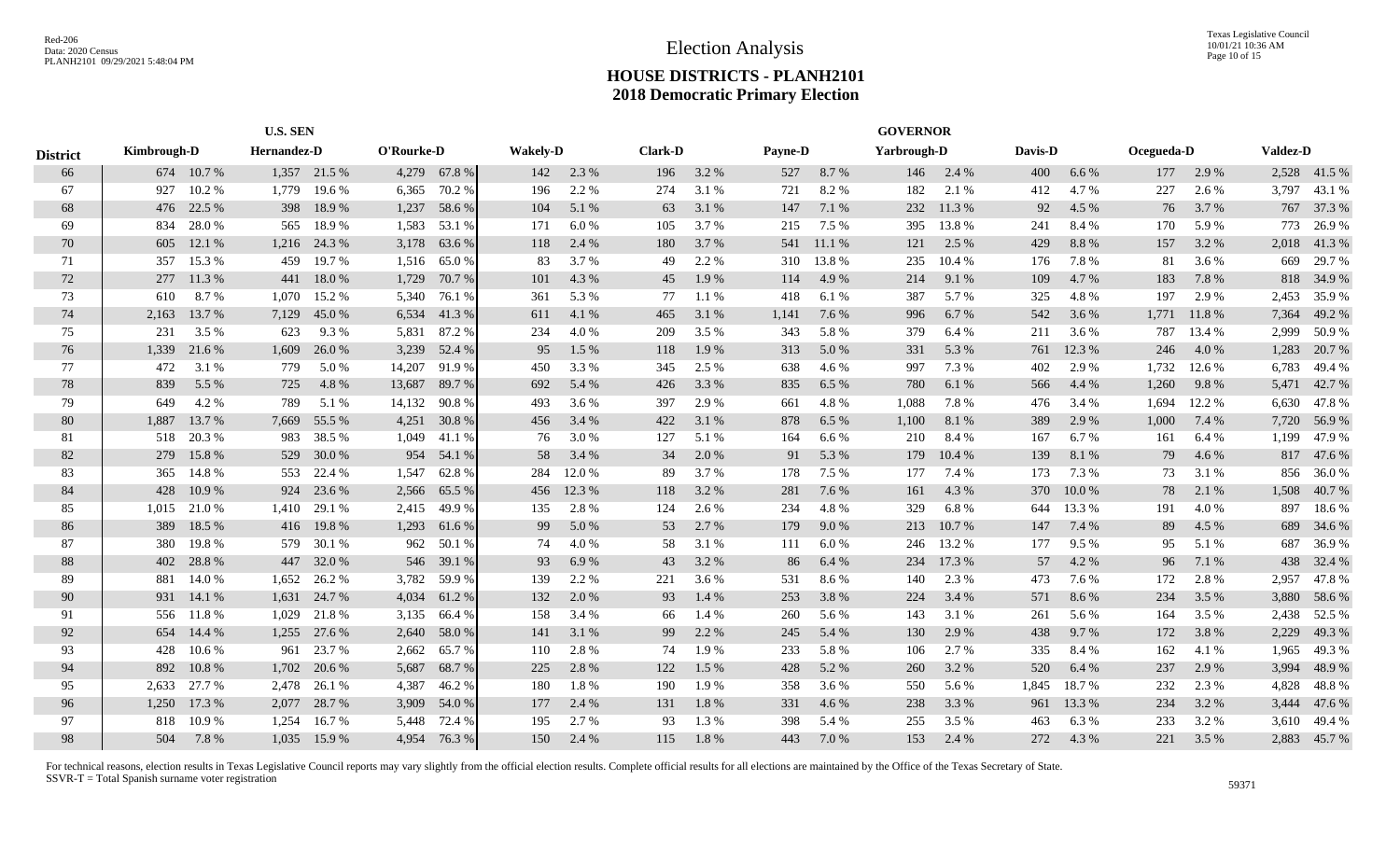# Election Analysis

## HOUSE DISTRICTS - PLANH2101
## 2018 Democratic Primary Election

| District | U.S. SEN | | | | | | GOVERNOR | | | | | | | | | | | | | |
|---|---|---|---|---|---|---|---|---|---|---|---|---|---|---|---|---|---|---|---|---|
| | Kimbrough-D | | Hernandez-D | | O'Rourke-D | | Wakely-D | | Clark-D | | Payne-D | | Yarbrough-D | | Davis-D | | Ocegueda-D | | Valdez-D | |
| 66 | 674 | 10.7 % | 1,357 | 21.5 % | 4,279 | 67.8 % | 142 | 2.3 % | 196 | 3.2 % | 527 | 8.7 % | 146 | 2.4 % | 400 | 6.6 % | 177 | 2.9 % | 2,528 | 41.5 % |
| 67 | 927 | 10.2 % | 1,779 | 19.6 % | 6,365 | 70.2 % | 196 | 2.2 % | 274 | 3.1 % | 721 | 8.2 % | 182 | 2.1 % | 412 | 4.7 % | 227 | 2.6 % | 3,797 | 43.1 % |
| 68 | 476 | 22.5 % | 398 | 18.9 % | 1,237 | 58.6 % | 104 | 5.1 % | 63 | 3.1 % | 147 | 7.1 % | 232 | 11.3 % | 92 | 4.5 % | 76 | 3.7 % | 767 | 37.3 % |
| 69 | 834 | 28.0 % | 565 | 18.9 % | 1,583 | 53.1 % | 171 | 6.0 % | 105 | 3.7 % | 215 | 7.5 % | 395 | 13.8 % | 241 | 8.4 % | 170 | 5.9 % | 773 | 26.9 % |
| 70 | 605 | 12.1 % | 1,216 | 24.3 % | 3,178 | 63.6 % | 118 | 2.4 % | 180 | 3.7 % | 541 | 11.1 % | 121 | 2.5 % | 429 | 8.8 % | 157 | 3.2 % | 2,018 | 41.3 % |
| 71 | 357 | 15.3 % | 459 | 19.7 % | 1,516 | 65.0 % | 83 | 3.7 % | 49 | 2.2 % | 310 | 13.8 % | 235 | 10.4 % | 176 | 7.8 % | 81 | 3.6 % | 669 | 29.7 % |
| 72 | 277 | 11.3 % | 441 | 18.0 % | 1,729 | 70.7 % | 101 | 4.3 % | 45 | 1.9 % | 114 | 4.9 % | 214 | 9.1 % | 109 | 4.7 % | 183 | 7.8 % | 818 | 34.9 % |
| 73 | 610 | 8.7 % | 1,070 | 15.2 % | 5,340 | 76.1 % | 361 | 5.3 % | 77 | 1.1 % | 418 | 6.1 % | 387 | 5.7 % | 325 | 4.8 % | 197 | 2.9 % | 2,453 | 35.9 % |
| 74 | 2,163 | 13.7 % | 7,129 | 45.0 % | 6,534 | 41.3 % | 611 | 4.1 % | 465 | 3.1 % | 1,141 | 7.6 % | 996 | 6.7 % | 542 | 3.6 % | 1,771 | 11.8 % | 7,364 | 49.2 % |
| 75 | 231 | 3.5 % | 623 | 9.3 % | 5,831 | 87.2 % | 234 | 4.0 % | 209 | 3.5 % | 343 | 5.8 % | 379 | 6.4 % | 211 | 3.6 % | 787 | 13.4 % | 2,999 | 50.9 % |
| 76 | 1,339 | 21.6 % | 1,609 | 26.0 % | 3,239 | 52.4 % | 95 | 1.5 % | 118 | 1.9 % | 313 | 5.0 % | 331 | 5.3 % | 761 | 12.3 % | 246 | 4.0 % | 1,283 | 20.7 % |
| 77 | 472 | 3.1 % | 779 | 5.0 % | 14,207 | 91.9 % | 450 | 3.3 % | 345 | 2.5 % | 638 | 4.6 % | 997 | 7.3 % | 402 | 2.9 % | 1,732 | 12.6 % | 6,783 | 49.4 % |
| 78 | 839 | 5.5 % | 725 | 4.8 % | 13,687 | 89.7 % | 692 | 5.4 % | 426 | 3.3 % | 835 | 6.5 % | 780 | 6.1 % | 566 | 4.4 % | 1,260 | 9.8 % | 5,471 | 42.7 % |
| 79 | 649 | 4.2 % | 789 | 5.1 % | 14,132 | 90.8 % | 493 | 3.6 % | 397 | 2.9 % | 661 | 4.8 % | 1,088 | 7.8 % | 476 | 3.4 % | 1,694 | 12.2 % | 6,630 | 47.8 % |
| 80 | 1,887 | 13.7 % | 7,669 | 55.5 % | 4,251 | 30.8 % | 456 | 3.4 % | 422 | 3.1 % | 878 | 6.5 % | 1,100 | 8.1 % | 389 | 2.9 % | 1,000 | 7.4 % | 7,720 | 56.9 % |
| 81 | 518 | 20.3 % | 983 | 38.5 % | 1,049 | 41.1 % | 76 | 3.0 % | 127 | 5.1 % | 164 | 6.6 % | 210 | 8.4 % | 167 | 6.7 % | 161 | 6.4 % | 1,199 | 47.9 % |
| 82 | 279 | 15.8 % | 529 | 30.0 % | 954 | 54.1 % | 58 | 3.4 % | 34 | 2.0 % | 91 | 5.3 % | 179 | 10.4 % | 139 | 8.1 % | 79 | 4.6 % | 817 | 47.6 % |
| 83 | 365 | 14.8 % | 553 | 22.4 % | 1,547 | 62.8 % | 284 | 12.0 % | 89 | 3.7 % | 178 | 7.5 % | 177 | 7.4 % | 173 | 7.3 % | 73 | 3.1 % | 856 | 36.0 % |
| 84 | 428 | 10.9 % | 924 | 23.6 % | 2,566 | 65.5 % | 456 | 12.3 % | 118 | 3.2 % | 281 | 7.6 % | 161 | 4.3 % | 370 | 10.0 % | 78 | 2.1 % | 1,508 | 40.7 % |
| 85 | 1,015 | 21.0 % | 1,410 | 29.1 % | 2,415 | 49.9 % | 135 | 2.8 % | 124 | 2.6 % | 234 | 4.8 % | 329 | 6.8 % | 644 | 13.3 % | 191 | 4.0 % | 897 | 18.6 % |
| 86 | 389 | 18.5 % | 416 | 19.8 % | 1,293 | 61.6 % | 99 | 5.0 % | 53 | 2.7 % | 179 | 9.0 % | 213 | 10.7 % | 147 | 7.4 % | 89 | 4.5 % | 689 | 34.6 % |
| 87 | 380 | 19.8 % | 579 | 30.1 % | 962 | 50.1 % | 74 | 4.0 % | 58 | 3.1 % | 111 | 6.0 % | 246 | 13.2 % | 177 | 9.5 % | 95 | 5.1 % | 687 | 36.9 % |
| 88 | 402 | 28.8 % | 447 | 32.0 % | 546 | 39.1 % | 93 | 6.9 % | 43 | 3.2 % | 86 | 6.4 % | 234 | 17.3 % | 57 | 4.2 % | 96 | 7.1 % | 438 | 32.4 % |
| 89 | 881 | 14.0 % | 1,652 | 26.2 % | 3,782 | 59.9 % | 139 | 2.2 % | 221 | 3.6 % | 531 | 8.6 % | 140 | 2.3 % | 473 | 7.6 % | 172 | 2.8 % | 2,957 | 47.8 % |
| 90 | 931 | 14.1 % | 1,631 | 24.7 % | 4,034 | 61.2 % | 132 | 2.0 % | 93 | 1.4 % | 253 | 3.8 % | 224 | 3.4 % | 571 | 8.6 % | 234 | 3.5 % | 3,880 | 58.6 % |
| 91 | 556 | 11.8 % | 1,029 | 21.8 % | 3,135 | 66.4 % | 158 | 3.4 % | 66 | 1.4 % | 260 | 5.6 % | 143 | 3.1 % | 261 | 5.6 % | 164 | 3.5 % | 2,438 | 52.5 % |
| 92 | 654 | 14.4 % | 1,255 | 27.6 % | 2,640 | 58.0 % | 141 | 3.1 % | 99 | 2.2 % | 245 | 5.4 % | 130 | 2.9 % | 438 | 9.7 % | 172 | 3.8 % | 2,229 | 49.3 % |
| 93 | 428 | 10.6 % | 961 | 23.7 % | 2,662 | 65.7 % | 110 | 2.8 % | 74 | 1.9 % | 233 | 5.8 % | 106 | 2.7 % | 335 | 8.4 % | 162 | 4.1 % | 1,965 | 49.3 % |
| 94 | 892 | 10.8 % | 1,702 | 20.6 % | 5,687 | 68.7 % | 225 | 2.8 % | 122 | 1.5 % | 428 | 5.2 % | 260 | 3.2 % | 520 | 6.4 % | 237 | 2.9 % | 3,994 | 48.9 % |
| 95 | 2,633 | 27.7 % | 2,478 | 26.1 % | 4,387 | 46.2 % | 180 | 1.8 % | 190 | 1.9 % | 358 | 3.6 % | 550 | 5.6 % | 1,845 | 18.7 % | 232 | 2.3 % | 4,828 | 48.8 % |
| 96 | 1,250 | 17.3 % | 2,077 | 28.7 % | 3,909 | 54.0 % | 177 | 2.4 % | 131 | 1.8 % | 331 | 4.6 % | 238 | 3.3 % | 961 | 13.3 % | 234 | 3.2 % | 3,444 | 47.6 % |
| 97 | 818 | 10.9 % | 1,254 | 16.7 % | 5,448 | 72.4 % | 195 | 2.7 % | 93 | 1.3 % | 398 | 5.4 % | 255 | 3.5 % | 463 | 6.3 % | 233 | 3.2 % | 3,610 | 49.4 % |
| 98 | 504 | 7.8 % | 1,035 | 15.9 % | 4,954 | 76.3 % | 150 | 2.4 % | 115 | 1.8 % | 443 | 7.0 % | 153 | 2.4 % | 272 | 4.3 % | 221 | 3.5 % | 2,883 | 45.7 % |

For technical reasons, election results in Texas Legislative Council reports may vary slightly from the official election results. Complete official results for all elections are maintained by the Office of the Texas Secretary of State.
SSVR-T = Total Spanish surname voter registration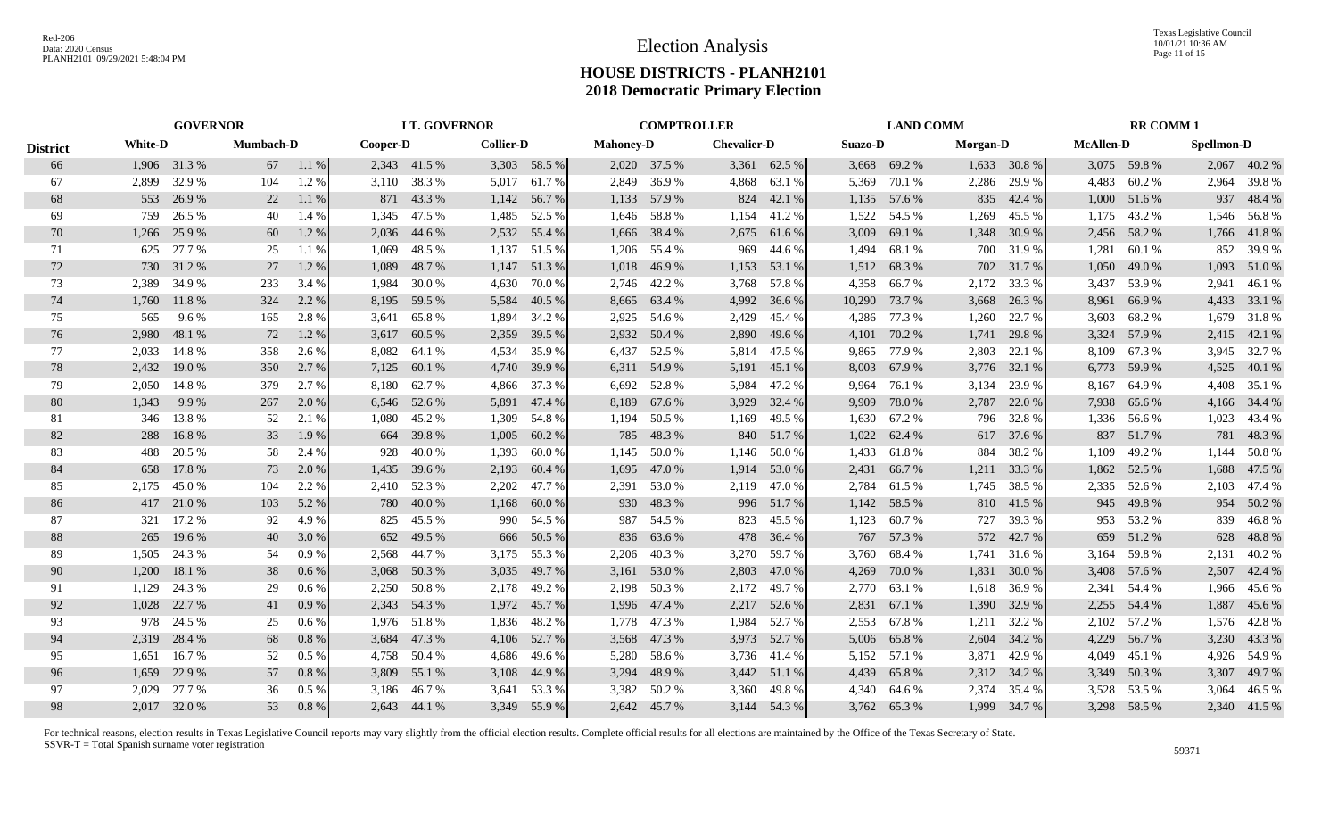# Election Analysis

## HOUSE DISTRICTS - PLANH2101
## 2018 Democratic Primary Election

| | GOVERNOR | | | | LT. GOVERNOR | | | | COMPTROLLER | | | | LAND COMM | | | | RR COMM 1 | | | |
|---|---|---|---|---|---|---|---|---|---|---|---|---|---|---|---|---|---|---|---|---|
| **District** | **White-D** | | **Mumbach-D** | | **Cooper-D** | | **Collier-D** | | **Mahoney-D** | | **Chevalier-D** | | **Suazo-D** | | **Morgan-D** | | **McAllen-D** | | **Spellmon-D** | |
| 66 | 1,906 | 31.3 % | 67 | 1.1 % | 2,343 | 41.5 % | 3,303 | 58.5 % | 2,020 | 37.5 % | 3,361 | 62.5 % | 3,668 | 69.2 % | 1,633 | 30.8 % | 3,075 | 59.8 % | 2,067 | 40.2 % |
| 67 | 2,899 | 32.9 % | 104 | 1.2 % | 3,110 | 38.3 % | 5,017 | 61.7 % | 2,849 | 36.9 % | 4,868 | 63.1 % | 5,369 | 70.1 % | 2,286 | 29.9 % | 4,483 | 60.2 % | 2,964 | 39.8 % |
| 68 | 553 | 26.9 % | 22 | 1.1 % | 871 | 43.3 % | 1,142 | 56.7 % | 1,133 | 57.9 % | 824 | 42.1 % | 1,135 | 57.6 % | 835 | 42.4 % | 1,000 | 51.6 % | 937 | 48.4 % |
| 69 | 759 | 26.5 % | 40 | 1.4 % | 1,345 | 47.5 % | 1,485 | 52.5 % | 1,646 | 58.8 % | 1,154 | 41.2 % | 1,522 | 54.5 % | 1,269 | 45.5 % | 1,175 | 43.2 % | 1,546 | 56.8 % |
| 70 | 1,266 | 25.9 % | 60 | 1.2 % | 2,036 | 44.6 % | 2,532 | 55.4 % | 1,666 | 38.4 % | 2,675 | 61.6 % | 3,009 | 69.1 % | 1,348 | 30.9 % | 2,456 | 58.2 % | 1,766 | 41.8 % |
| 71 | 625 | 27.7 % | 25 | 1.1 % | 1,069 | 48.5 % | 1,137 | 51.5 % | 1,206 | 55.4 % | 969 | 44.6 % | 1,494 | 68.1 % | 700 | 31.9 % | 1,281 | 60.1 % | 852 | 39.9 % |
| 72 | 730 | 31.2 % | 27 | 1.2 % | 1,089 | 48.7 % | 1,147 | 51.3 % | 1,018 | 46.9 % | 1,153 | 53.1 % | 1,512 | 68.3 % | 702 | 31.7 % | 1,050 | 49.0 % | 1,093 | 51.0 % |
| 73 | 2,389 | 34.9 % | 233 | 3.4 % | 1,984 | 30.0 % | 4,630 | 70.0 % | 2,746 | 42.2 % | 3,768 | 57.8 % | 4,358 | 66.7 % | 2,172 | 33.3 % | 3,437 | 53.9 % | 2,941 | 46.1 % |
| 74 | 1,760 | 11.8 % | 324 | 2.2 % | 8,195 | 59.5 % | 5,584 | 40.5 % | 8,665 | 63.4 % | 4,992 | 36.6 % | 10,290 | 73.7 % | 3,668 | 26.3 % | 8,961 | 66.9 % | 4,433 | 33.1 % |
| 75 | 565 | 9.6 % | 165 | 2.8 % | 3,641 | 65.8 % | 1,894 | 34.2 % | 2,925 | 54.6 % | 2,429 | 45.4 % | 4,286 | 77.3 % | 1,260 | 22.7 % | 3,603 | 68.2 % | 1,679 | 31.8 % |
| 76 | 2,980 | 48.1 % | 72 | 1.2 % | 3,617 | 60.5 % | 2,359 | 39.5 % | 2,932 | 50.4 % | 2,890 | 49.6 % | 4,101 | 70.2 % | 1,741 | 29.8 % | 3,324 | 57.9 % | 2,415 | 42.1 % |
| 77 | 2,033 | 14.8 % | 358 | 2.6 % | 8,082 | 64.1 % | 4,534 | 35.9 % | 6,437 | 52.5 % | 5,814 | 47.5 % | 9,865 | 77.9 % | 2,803 | 22.1 % | 8,109 | 67.3 % | 3,945 | 32.7 % |
| 78 | 2,432 | 19.0 % | 350 | 2.7 % | 7,125 | 60.1 % | 4,740 | 39.9 % | 6,311 | 54.9 % | 5,191 | 45.1 % | 8,003 | 67.9 % | 3,776 | 32.1 % | 6,773 | 59.9 % | 4,525 | 40.1 % |
| 79 | 2,050 | 14.8 % | 379 | 2.7 % | 8,180 | 62.7 % | 4,866 | 37.3 % | 6,692 | 52.8 % | 5,984 | 47.2 % | 9,964 | 76.1 % | 3,134 | 23.9 % | 8,167 | 64.9 % | 4,408 | 35.1 % |
| 80 | 1,343 | 9.9 % | 267 | 2.0 % | 6,546 | 52.6 % | 5,891 | 47.4 % | 8,189 | 67.6 % | 3,929 | 32.4 % | 9,909 | 78.0 % | 2,787 | 22.0 % | 7,938 | 65.6 % | 4,166 | 34.4 % |
| 81 | 346 | 13.8 % | 52 | 2.1 % | 1,080 | 45.2 % | 1,309 | 54.8 % | 1,194 | 50.5 % | 1,169 | 49.5 % | 1,630 | 67.2 % | 796 | 32.8 % | 1,336 | 56.6 % | 1,023 | 43.4 % |
| 82 | 288 | 16.8 % | 33 | 1.9 % | 664 | 39.8 % | 1,005 | 60.2 % | 785 | 48.3 % | 840 | 51.7 % | 1,022 | 62.4 % | 617 | 37.6 % | 837 | 51.7 % | 781 | 48.3 % |
| 83 | 488 | 20.5 % | 58 | 2.4 % | 928 | 40.0 % | 1,393 | 60.0 % | 1,145 | 50.0 % | 1,146 | 50.0 % | 1,433 | 61.8 % | 884 | 38.2 % | 1,109 | 49.2 % | 1,144 | 50.8 % |
| 84 | 658 | 17.8 % | 73 | 2.0 % | 1,435 | 39.6 % | 2,193 | 60.4 % | 1,695 | 47.0 % | 1,914 | 53.0 % | 2,431 | 66.7 % | 1,211 | 33.3 % | 1,862 | 52.5 % | 1,688 | 47.5 % |
| 85 | 2,175 | 45.0 % | 104 | 2.2 % | 2,410 | 52.3 % | 2,202 | 47.7 % | 2,391 | 53.0 % | 2,119 | 47.0 % | 2,784 | 61.5 % | 1,745 | 38.5 % | 2,335 | 52.6 % | 2,103 | 47.4 % |
| 86 | 417 | 21.0 % | 103 | 5.2 % | 780 | 40.0 % | 1,168 | 60.0 % | 930 | 48.3 % | 996 | 51.7 % | 1,142 | 58.5 % | 810 | 41.5 % | 945 | 49.8 % | 954 | 50.2 % |
| 87 | 321 | 17.2 % | 92 | 4.9 % | 825 | 45.5 % | 990 | 54.5 % | 987 | 54.5 % | 823 | 45.5 % | 1,123 | 60.7 % | 727 | 39.3 % | 953 | 53.2 % | 839 | 46.8 % |
| 88 | 265 | 19.6 % | 40 | 3.0 % | 652 | 49.5 % | 666 | 50.5 % | 836 | 63.6 % | 478 | 36.4 % | 767 | 57.3 % | 572 | 42.7 % | 659 | 51.2 % | 628 | 48.8 % |
| 89 | 1,505 | 24.3 % | 54 | 0.9 % | 2,568 | 44.7 % | 3,175 | 55.3 % | 2,206 | 40.3 % | 3,270 | 59.7 % | 3,760 | 68.4 % | 1,741 | 31.6 % | 3,164 | 59.8 % | 2,131 | 40.2 % |
| 90 | 1,200 | 18.1 % | 38 | 0.6 % | 3,068 | 50.3 % | 3,035 | 49.7 % | 3,161 | 53.0 % | 2,803 | 47.0 % | 4,269 | 70.0 % | 1,831 | 30.0 % | 3,408 | 57.6 % | 2,507 | 42.4 % |
| 91 | 1,129 | 24.3 % | 29 | 0.6 % | 2,250 | 50.8 % | 2,178 | 49.2 % | 2,198 | 50.3 % | 2,172 | 49.7 % | 2,770 | 63.1 % | 1,618 | 36.9 % | 2,341 | 54.4 % | 1,966 | 45.6 % |
| 92 | 1,028 | 22.7 % | 41 | 0.9 % | 2,343 | 54.3 % | 1,972 | 45.7 % | 1,996 | 47.4 % | 2,217 | 52.6 % | 2,831 | 67.1 % | 1,390 | 32.9 % | 2,255 | 54.4 % | 1,887 | 45.6 % |
| 93 | 978 | 24.5 % | 25 | 0.6 % | 1,976 | 51.8 % | 1,836 | 48.2 % | 1,778 | 47.3 % | 1,984 | 52.7 % | 2,553 | 67.8 % | 1,211 | 32.2 % | 2,102 | 57.2 % | 1,576 | 42.8 % |
| 94 | 2,319 | 28.4 % | 68 | 0.8 % | 3,684 | 47.3 % | 4,106 | 52.7 % | 3,568 | 47.3 % | 3,973 | 52.7 % | 5,006 | 65.8 % | 2,604 | 34.2 % | 4,229 | 56.7 % | 3,230 | 43.3 % |
| 95 | 1,651 | 16.7 % | 52 | 0.5 % | 4,758 | 50.4 % | 4,686 | 49.6 % | 5,280 | 58.6 % | 3,736 | 41.4 % | 5,152 | 57.1 % | 3,871 | 42.9 % | 4,049 | 45.1 % | 4,926 | 54.9 % |
| 96 | 1,659 | 22.9 % | 57 | 0.8 % | 3,809 | 55.1 % | 3,108 | 44.9 % | 3,294 | 48.9 % | 3,442 | 51.1 % | 4,439 | 65.8 % | 2,312 | 34.2 % | 3,349 | 50.3 % | 3,307 | 49.7 % |
| 97 | 2,029 | 27.7 % | 36 | 0.5 % | 3,186 | 46.7 % | 3,641 | 53.3 % | 3,382 | 50.2 % | 3,360 | 49.8 % | 4,340 | 64.6 % | 2,374 | 35.4 % | 3,528 | 53.5 % | 3,064 | 46.5 % |
| 98 | 2,017 | 32.0 % | 53 | 0.8 % | 2,643 | 44.1 % | 3,349 | 55.9 % | 2,642 | 45.7 % | 3,144 | 54.3 % | 3,762 | 65.3 % | 1,999 | 34.7 % | 3,298 | 58.5 % | 2,340 | 41.5 % |

For technical reasons, election results in Texas Legislative Council reports may vary slightly from the official election results. Complete official results for all elections are maintained by the Office of the Texas Secretary of State.
SSVR-T = Total Spanish surname voter registration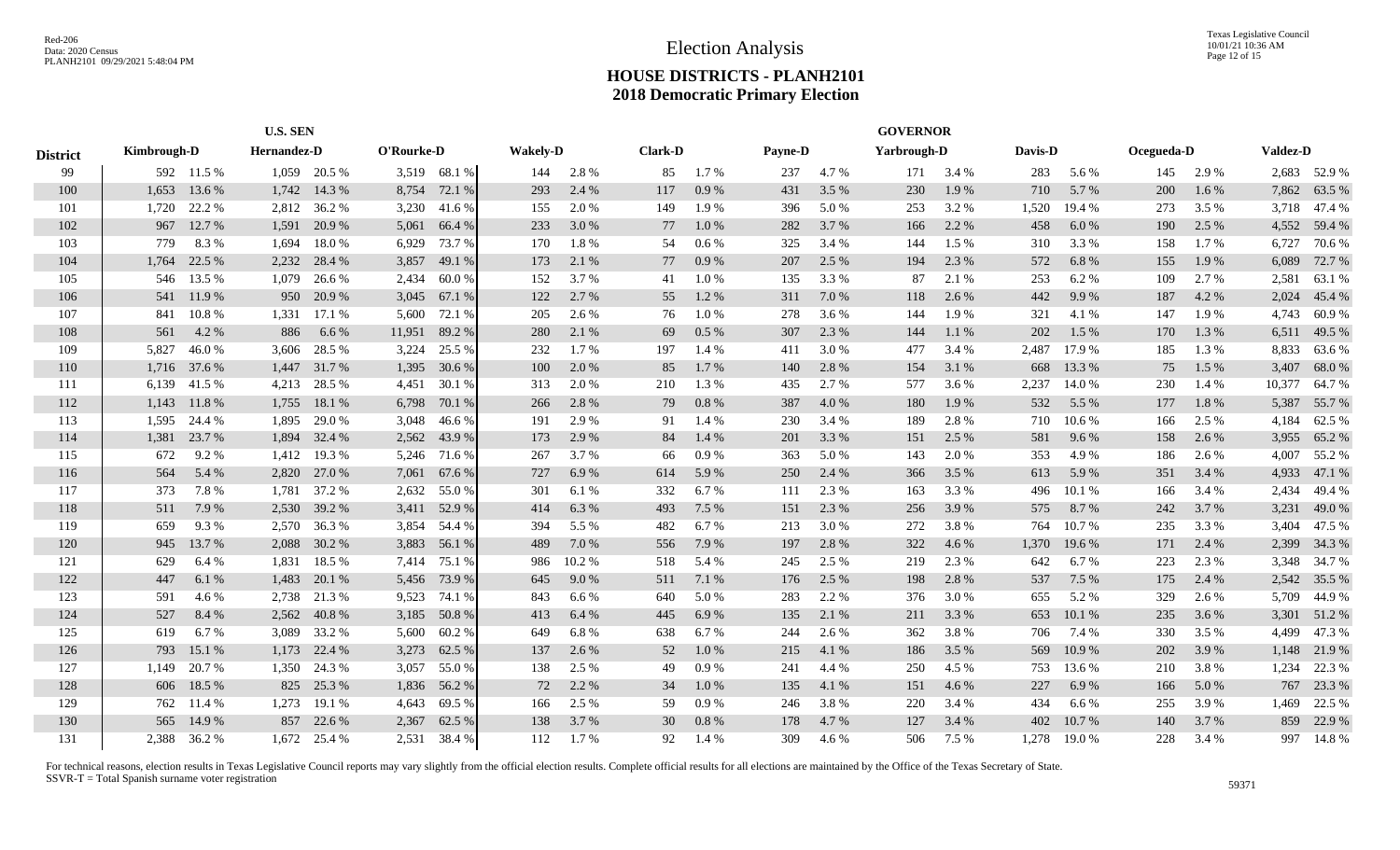# Election Analysis

## HOUSE DISTRICTS - PLANH2101
## 2018 Democratic Primary Election

| District | U.S. SEN | | | | | | GOVERNOR | | | | | | | | | | | | | | | | | | | |
|---|---|---|---|---|---|---|---|---|---|---|---|---|---|---|---|---|---|---|---|---|---|---|---|---|---|---|
| | Kimbrough-D | | Hernandez-D | | O'Rourke-D | | Wakely-D | | Clark-D | | Payne-D | | Yarbrough-D | | Davis-D | | Ocegueda-D | | Valdez-D | |
| 99 | 592 | 11.5 % | 1,059 | 20.5 % | 3,519 | 68.1 % | 144 | 2.8 % | 85 | 1.7 % | 237 | 4.7 % | 171 | 3.4 % | 283 | 5.6 % | 145 | 2.9 % | 2,683 | 52.9 % |
| 100 | 1,653 | 13.6 % | 1,742 | 14.3 % | 8,754 | 72.1 % | 293 | 2.4 % | 117 | 0.9 % | 431 | 3.5 % | 230 | 1.9 % | 710 | 5.7 % | 200 | 1.6 % | 7,862 | 63.5 % |
| 101 | 1,720 | 22.2 % | 2,812 | 36.2 % | 3,230 | 41.6 % | 155 | 2.0 % | 149 | 1.9 % | 396 | 5.0 % | 253 | 3.2 % | 1,520 | 19.4 % | 273 | 3.5 % | 3,718 | 47.4 % |
| 102 | 967 | 12.7 % | 1,591 | 20.9 % | 5,061 | 66.4 % | 233 | 3.0 % | 77 | 1.0 % | 282 | 3.7 % | 166 | 2.2 % | 458 | 6.0 % | 190 | 2.5 % | 4,552 | 59.4 % |
| 103 | 779 | 8.3 % | 1,694 | 18.0 % | 6,929 | 73.7 % | 170 | 1.8 % | 54 | 0.6 % | 325 | 3.4 % | 144 | 1.5 % | 310 | 3.3 % | 158 | 1.7 % | 6,727 | 70.6 % |
| 104 | 1,764 | 22.5 % | 2,232 | 28.4 % | 3,857 | 49.1 % | 173 | 2.1 % | 77 | 0.9 % | 207 | 2.5 % | 194 | 2.3 % | 572 | 6.8 % | 155 | 1.9 % | 6,089 | 72.7 % |
| 105 | 546 | 13.5 % | 1,079 | 26.6 % | 2,434 | 60.0 % | 152 | 3.7 % | 41 | 1.0 % | 135 | 3.3 % | 87 | 2.1 % | 253 | 6.2 % | 109 | 2.7 % | 2,581 | 63.1 % |
| 106 | 541 | 11.9 % | 950 | 20.9 % | 3,045 | 67.1 % | 122 | 2.7 % | 55 | 1.2 % | 311 | 7.0 % | 118 | 2.6 % | 442 | 9.9 % | 187 | 4.2 % | 2,024 | 45.4 % |
| 107 | 841 | 10.8 % | 1,331 | 17.1 % | 5,600 | 72.1 % | 205 | 2.6 % | 76 | 1.0 % | 278 | 3.6 % | 144 | 1.9 % | 321 | 4.1 % | 147 | 1.9 % | 4,743 | 60.9 % |
| 108 | 561 | 4.2 % | 886 | 6.6 % | 11,951 | 89.2 % | 280 | 2.1 % | 69 | 0.5 % | 307 | 2.3 % | 144 | 1.1 % | 202 | 1.5 % | 170 | 1.3 % | 6,511 | 49.5 % |
| 109 | 5,827 | 46.0 % | 3,606 | 28.5 % | 3,224 | 25.5 % | 232 | 1.7 % | 197 | 1.4 % | 411 | 3.0 % | 477 | 3.4 % | 2,487 | 17.9 % | 185 | 1.3 % | 8,833 | 63.6 % |
| 110 | 1,716 | 37.6 % | 1,447 | 31.7 % | 1,395 | 30.6 % | 100 | 2.0 % | 85 | 1.7 % | 140 | 2.8 % | 154 | 3.1 % | 668 | 13.3 % | 75 | 1.5 % | 3,407 | 68.0 % |
| 111 | 6,139 | 41.5 % | 4,213 | 28.5 % | 4,451 | 30.1 % | 313 | 2.0 % | 210 | 1.3 % | 435 | 2.7 % | 577 | 3.6 % | 2,237 | 14.0 % | 230 | 1.4 % | 10,377 | 64.7 % |
| 112 | 1,143 | 11.8 % | 1,755 | 18.1 % | 6,798 | 70.1 % | 266 | 2.8 % | 79 | 0.8 % | 387 | 4.0 % | 180 | 1.9 % | 532 | 5.5 % | 177 | 1.8 % | 5,387 | 55.7 % |
| 113 | 1,595 | 24.4 % | 1,895 | 29.0 % | 3,048 | 46.6 % | 191 | 2.9 % | 91 | 1.4 % | 230 | 3.4 % | 189 | 2.8 % | 710 | 10.6 % | 166 | 2.5 % | 4,184 | 62.5 % |
| 114 | 1,381 | 23.7 % | 1,894 | 32.4 % | 2,562 | 43.9 % | 173 | 2.9 % | 84 | 1.4 % | 201 | 3.3 % | 151 | 2.5 % | 581 | 9.6 % | 158 | 2.6 % | 3,955 | 65.2 % |
| 115 | 672 | 9.2 % | 1,412 | 19.3 % | 5,246 | 71.6 % | 267 | 3.7 % | 66 | 0.9 % | 363 | 5.0 % | 143 | 2.0 % | 353 | 4.9 % | 186 | 2.6 % | 4,007 | 55.2 % |
| 116 | 564 | 5.4 % | 2,820 | 27.0 % | 7,061 | 67.6 % | 727 | 6.9 % | 614 | 5.9 % | 250 | 2.4 % | 366 | 3.5 % | 613 | 5.9 % | 351 | 3.4 % | 4,933 | 47.1 % |
| 117 | 373 | 7.8 % | 1,781 | 37.2 % | 2,632 | 55.0 % | 301 | 6.1 % | 332 | 6.7 % | 111 | 2.3 % | 163 | 3.3 % | 496 | 10.1 % | 166 | 3.4 % | 2,434 | 49.4 % |
| 118 | 511 | 7.9 % | 2,530 | 39.2 % | 3,411 | 52.9 % | 414 | 6.3 % | 493 | 7.5 % | 151 | 2.3 % | 256 | 3.9 % | 575 | 8.7 % | 242 | 3.7 % | 3,231 | 49.0 % |
| 119 | 659 | 9.3 % | 2,570 | 36.3 % | 3,854 | 54.4 % | 394 | 5.5 % | 482 | 6.7 % | 213 | 3.0 % | 272 | 3.8 % | 764 | 10.7 % | 235 | 3.3 % | 3,404 | 47.5 % |
| 120 | 945 | 13.7 % | 2,088 | 30.2 % | 3,883 | 56.1 % | 489 | 7.0 % | 556 | 7.9 % | 197 | 2.8 % | 322 | 4.6 % | 1,370 | 19.6 % | 171 | 2.4 % | 2,399 | 34.3 % |
| 121 | 629 | 6.4 % | 1,831 | 18.5 % | 7,414 | 75.1 % | 986 | 10.2 % | 518 | 5.4 % | 245 | 2.5 % | 219 | 2.3 % | 642 | 6.7 % | 223 | 2.3 % | 3,348 | 34.7 % |
| 122 | 447 | 6.1 % | 1,483 | 20.1 % | 5,456 | 73.9 % | 645 | 9.0 % | 511 | 7.1 % | 176 | 2.5 % | 198 | 2.8 % | 537 | 7.5 % | 175 | 2.4 % | 2,542 | 35.5 % |
| 123 | 591 | 4.6 % | 2,738 | 21.3 % | 9,523 | 74.1 % | 843 | 6.6 % | 640 | 5.0 % | 283 | 2.2 % | 376 | 3.0 % | 655 | 5.2 % | 329 | 2.6 % | 5,709 | 44.9 % |
| 124 | 527 | 8.4 % | 2,562 | 40.8 % | 3,185 | 50.8 % | 413 | 6.4 % | 445 | 6.9 % | 135 | 2.1 % | 211 | 3.3 % | 653 | 10.1 % | 235 | 3.6 % | 3,301 | 51.2 % |
| 125 | 619 | 6.7 % | 3,089 | 33.2 % | 5,600 | 60.2 % | 649 | 6.8 % | 638 | 6.7 % | 244 | 2.6 % | 362 | 3.8 % | 706 | 7.4 % | 330 | 3.5 % | 4,499 | 47.3 % |
| 126 | 793 | 15.1 % | 1,173 | 22.4 % | 3,273 | 62.5 % | 137 | 2.6 % | 52 | 1.0 % | 215 | 4.1 % | 186 | 3.5 % | 569 | 10.9 % | 202 | 3.9 % | 1,148 | 21.9 % |
| 127 | 1,149 | 20.7 % | 1,350 | 24.3 % | 3,057 | 55.0 % | 138 | 2.5 % | 49 | 0.9 % | 241 | 4.4 % | 250 | 4.5 % | 753 | 13.6 % | 210 | 3.8 % | 1,234 | 22.3 % |
| 128 | 606 | 18.5 % | 825 | 25.3 % | 1,836 | 56.2 % | 72 | 2.2 % | 34 | 1.0 % | 135 | 4.1 % | 151 | 4.6 % | 227 | 6.9 % | 166 | 5.0 % | 767 | 23.3 % |
| 129 | 762 | 11.4 % | 1,273 | 19.1 % | 4,643 | 69.5 % | 166 | 2.5 % | 59 | 0.9 % | 246 | 3.8 % | 220 | 3.4 % | 434 | 6.6 % | 255 | 3.9 % | 1,469 | 22.5 % |
| 130 | 565 | 14.9 % | 857 | 22.6 % | 2,367 | 62.5 % | 138 | 3.7 % | 30 | 0.8 % | 178 | 4.7 % | 127 | 3.4 % | 402 | 10.7 % | 140 | 3.7 % | 859 | 22.9 % |
| 131 | 2,388 | 36.2 % | 1,672 | 25.4 % | 2,531 | 38.4 % | 112 | 1.7 % | 92 | 1.4 % | 309 | 4.6 % | 506 | 7.5 % | 1,278 | 19.0 % | 228 | 3.4 % | 997 | 14.8 % |

For technical reasons, election results in Texas Legislative Council reports may vary slightly from the official election results. Complete official results for all elections are maintained by the Office of the Texas Secretary of State.
SSVR-T = Total Spanish surname voter registration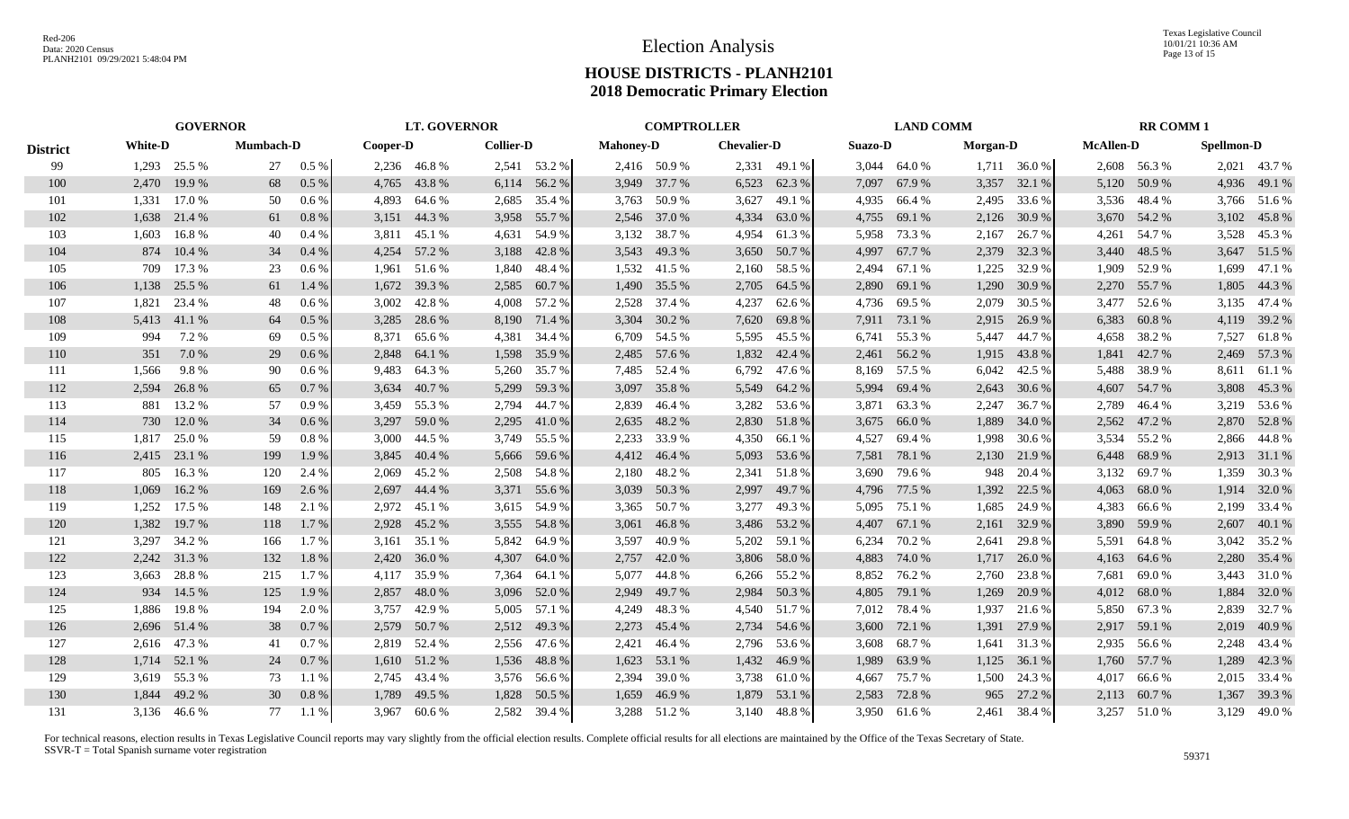# Election Analysis

## HOUSE DISTRICTS - PLANH2101
## 2018 Democratic Primary Election

| District | GOVERNOR | | | | LT. GOVERNOR | | | | COMPTROLLER | | | | LAND COMM | | | | RR COMM 1 | | | |
|---|---|---|---|---|---|---|---|---|---|---|---|---|---|---|---|---|---|---|---|---|
| | White-D | | Mumbach-D | | Cooper-D | | Collier-D | | Mahoney-D | | Chevalier-D | | Suazo-D | | Morgan-D | | McAllen-D | | Spellmon-D | |
| 99 | 1,293 | 25.5 % | 27 | 0.5 % | 2,236 | 46.8 % | 2,541 | 53.2 % | 2,416 | 50.9 % | 2,331 | 49.1 % | 3,044 | 64.0 % | 1,711 | 36.0 % | 2,608 | 56.3 % | 2,021 | 43.7 % |
| 100 | 2,470 | 19.9 % | 68 | 0.5 % | 4,765 | 43.8 % | 6,114 | 56.2 % | 3,949 | 37.7 % | 6,523 | 62.3 % | 7,097 | 67.9 % | 3,357 | 32.1 % | 5,120 | 50.9 % | 4,936 | 49.1 % |
| 101 | 1,331 | 17.0 % | 50 | 0.6 % | 4,893 | 64.6 % | 2,685 | 35.4 % | 3,763 | 50.9 % | 3,627 | 49.1 % | 4,935 | 66.4 % | 2,495 | 33.6 % | 3,536 | 48.4 % | 3,766 | 51.6 % |
| 102 | 1,638 | 21.4 % | 61 | 0.8 % | 3,151 | 44.3 % | 3,958 | 55.7 % | 2,546 | 37.0 % | 4,334 | 63.0 % | 4,755 | 69.1 % | 2,126 | 30.9 % | 3,670 | 54.2 % | 3,102 | 45.8 % |
| 103 | 1,603 | 16.8 % | 40 | 0.4 % | 3,811 | 45.1 % | 4,631 | 54.9 % | 3,132 | 38.7 % | 4,954 | 61.3 % | 5,958 | 73.3 % | 2,167 | 26.7 % | 4,261 | 54.7 % | 3,528 | 45.3 % |
| 104 | 874 | 10.4 % | 34 | 0.4 % | 4,254 | 57.2 % | 3,188 | 42.8 % | 3,543 | 49.3 % | 3,650 | 50.7 % | 4,997 | 67.7 % | 2,379 | 32.3 % | 3,440 | 48.5 % | 3,647 | 51.5 % |
| 105 | 709 | 17.3 % | 23 | 0.6 % | 1,961 | 51.6 % | 1,840 | 48.4 % | 1,532 | 41.5 % | 2,160 | 58.5 % | 2,494 | 67.1 % | 1,225 | 32.9 % | 1,909 | 52.9 % | 1,699 | 47.1 % |
| 106 | 1,138 | 25.5 % | 61 | 1.4 % | 1,672 | 39.3 % | 2,585 | 60.7 % | 1,490 | 35.5 % | 2,705 | 64.5 % | 2,890 | 69.1 % | 1,290 | 30.9 % | 2,270 | 55.7 % | 1,805 | 44.3 % |
| 107 | 1,821 | 23.4 % | 48 | 0.6 % | 3,002 | 42.8 % | 4,008 | 57.2 % | 2,528 | 37.4 % | 4,237 | 62.6 % | 4,736 | 69.5 % | 2,079 | 30.5 % | 3,477 | 52.6 % | 3,135 | 47.4 % |
| 108 | 5,413 | 41.1 % | 64 | 0.5 % | 3,285 | 28.6 % | 8,190 | 71.4 % | 3,304 | 30.2 % | 7,620 | 69.8 % | 7,911 | 73.1 % | 2,915 | 26.9 % | 6,383 | 60.8 % | 4,119 | 39.2 % |
| 109 | 994 | 7.2 % | 69 | 0.5 % | 8,371 | 65.6 % | 4,381 | 34.4 % | 6,709 | 54.5 % | 5,595 | 45.5 % | 6,741 | 55.3 % | 5,447 | 44.7 % | 4,658 | 38.2 % | 7,527 | 61.8 % |
| 110 | 351 | 7.0 % | 29 | 0.6 % | 2,848 | 64.1 % | 1,598 | 35.9 % | 2,485 | 57.6 % | 1,832 | 42.4 % | 2,461 | 56.2 % | 1,915 | 43.8 % | 1,841 | 42.7 % | 2,469 | 57.3 % |
| 111 | 1,566 | 9.8 % | 90 | 0.6 % | 9,483 | 64.3 % | 5,260 | 35.7 % | 7,485 | 52.4 % | 6,792 | 47.6 % | 8,169 | 57.5 % | 6,042 | 42.5 % | 5,488 | 38.9 % | 8,611 | 61.1 % |
| 112 | 2,594 | 26.8 % | 65 | 0.7 % | 3,634 | 40.7 % | 5,299 | 59.3 % | 3,097 | 35.8 % | 5,549 | 64.2 % | 5,994 | 69.4 % | 2,643 | 30.6 % | 4,607 | 54.7 % | 3,808 | 45.3 % |
| 113 | 881 | 13.2 % | 57 | 0.9 % | 3,459 | 55.3 % | 2,794 | 44.7 % | 2,839 | 46.4 % | 3,282 | 53.6 % | 3,871 | 63.3 % | 2,247 | 36.7 % | 2,789 | 46.4 % | 3,219 | 53.6 % |
| 114 | 730 | 12.0 % | 34 | 0.6 % | 3,297 | 59.0 % | 2,295 | 41.0 % | 2,635 | 48.2 % | 2,830 | 51.8 % | 3,675 | 66.0 % | 1,889 | 34.0 % | 2,562 | 47.2 % | 2,870 | 52.8 % |
| 115 | 1,817 | 25.0 % | 59 | 0.8 % | 3,000 | 44.5 % | 3,749 | 55.5 % | 2,233 | 33.9 % | 4,350 | 66.1 % | 4,527 | 69.4 % | 1,998 | 30.6 % | 3,534 | 55.2 % | 2,866 | 44.8 % |
| 116 | 2,415 | 23.1 % | 199 | 1.9 % | 3,845 | 40.4 % | 5,666 | 59.6 % | 4,412 | 46.4 % | 5,093 | 53.6 % | 7,581 | 78.1 % | 2,130 | 21.9 % | 6,448 | 68.9 % | 2,913 | 31.1 % |
| 117 | 805 | 16.3 % | 120 | 2.4 % | 2,069 | 45.2 % | 2,508 | 54.8 % | 2,180 | 48.2 % | 2,341 | 51.8 % | 3,690 | 79.6 % | 948 | 20.4 % | 3,132 | 69.7 % | 1,359 | 30.3 % |
| 118 | 1,069 | 16.2 % | 169 | 2.6 % | 2,697 | 44.4 % | 3,371 | 55.6 % | 3,039 | 50.3 % | 2,997 | 49.7 % | 4,796 | 77.5 % | 1,392 | 22.5 % | 4,063 | 68.0 % | 1,914 | 32.0 % |
| 119 | 1,252 | 17.5 % | 148 | 2.1 % | 2,972 | 45.1 % | 3,615 | 54.9 % | 3,365 | 50.7 % | 3,277 | 49.3 % | 5,095 | 75.1 % | 1,685 | 24.9 % | 4,383 | 66.6 % | 2,199 | 33.4 % |
| 120 | 1,382 | 19.7 % | 118 | 1.7 % | 2,928 | 45.2 % | 3,555 | 54.8 % | 3,061 | 46.8 % | 3,486 | 53.2 % | 4,407 | 67.1 % | 2,161 | 32.9 % | 3,890 | 59.9 % | 2,607 | 40.1 % |
| 121 | 3,297 | 34.2 % | 166 | 1.7 % | 3,161 | 35.1 % | 5,842 | 64.9 % | 3,597 | 40.9 % | 5,202 | 59.1 % | 6,234 | 70.2 % | 2,641 | 29.8 % | 5,591 | 64.8 % | 3,042 | 35.2 % |
| 122 | 2,242 | 31.3 % | 132 | 1.8 % | 2,420 | 36.0 % | 4,307 | 64.0 % | 2,757 | 42.0 % | 3,806 | 58.0 % | 4,883 | 74.0 % | 1,717 | 26.0 % | 4,163 | 64.6 % | 2,280 | 35.4 % |
| 123 | 3,663 | 28.8 % | 215 | 1.7 % | 4,117 | 35.9 % | 7,364 | 64.1 % | 5,077 | 44.8 % | 6,266 | 55.2 % | 8,852 | 76.2 % | 2,760 | 23.8 % | 7,681 | 69.0 % | 3,443 | 31.0 % |
| 124 | 934 | 14.5 % | 125 | 1.9 % | 2,857 | 48.0 % | 3,096 | 52.0 % | 2,949 | 49.7 % | 2,984 | 50.3 % | 4,805 | 79.1 % | 1,269 | 20.9 % | 4,012 | 68.0 % | 1,884 | 32.0 % |
| 125 | 1,886 | 19.8 % | 194 | 2.0 % | 3,757 | 42.9 % | 5,005 | 57.1 % | 4,249 | 48.3 % | 4,540 | 51.7 % | 7,012 | 78.4 % | 1,937 | 21.6 % | 5,850 | 67.3 % | 2,839 | 32.7 % |
| 126 | 2,696 | 51.4 % | 38 | 0.7 % | 2,579 | 50.7 % | 2,512 | 49.3 % | 2,273 | 45.4 % | 2,734 | 54.6 % | 3,600 | 72.1 % | 1,391 | 27.9 % | 2,917 | 59.1 % | 2,019 | 40.9 % |
| 127 | 2,616 | 47.3 % | 41 | 0.7 % | 2,819 | 52.4 % | 2,556 | 47.6 % | 2,421 | 46.4 % | 2,796 | 53.6 % | 3,608 | 68.7 % | 1,641 | 31.3 % | 2,935 | 56.6 % | 2,248 | 43.4 % |
| 128 | 1,714 | 52.1 % | 24 | 0.7 % | 1,610 | 51.2 % | 1,536 | 48.8 % | 1,623 | 53.1 % | 1,432 | 46.9 % | 1,989 | 63.9 % | 1,125 | 36.1 % | 1,760 | 57.7 % | 1,289 | 42.3 % |
| 129 | 3,619 | 55.3 % | 73 | 1.1 % | 2,745 | 43.4 % | 3,576 | 56.6 % | 2,394 | 39.0 % | 3,738 | 61.0 % | 4,667 | 75.7 % | 1,500 | 24.3 % | 4,017 | 66.6 % | 2,015 | 33.4 % |
| 130 | 1,844 | 49.2 % | 30 | 0.8 % | 1,789 | 49.5 % | 1,828 | 50.5 % | 1,659 | 46.9 % | 1,879 | 53.1 % | 2,583 | 72.8 % | 965 | 27.2 % | 2,113 | 60.7 % | 1,367 | 39.3 % |
| 131 | 3,136 | 46.6 % | 77 | 1.1 % | 3,967 | 60.6 % | 2,582 | 39.4 % | 3,288 | 51.2 % | 3,140 | 48.8 % | 3,950 | 61.6 % | 2,461 | 38.4 % | 3,257 | 51.0 % | 3,129 | 49.0 % |

For technical reasons, election results in Texas Legislative Council reports may vary slightly from the official election results. Complete official results for all elections are maintained by the Office of the Texas Secretary of State.
SSVR-T = Total Spanish surname voter registration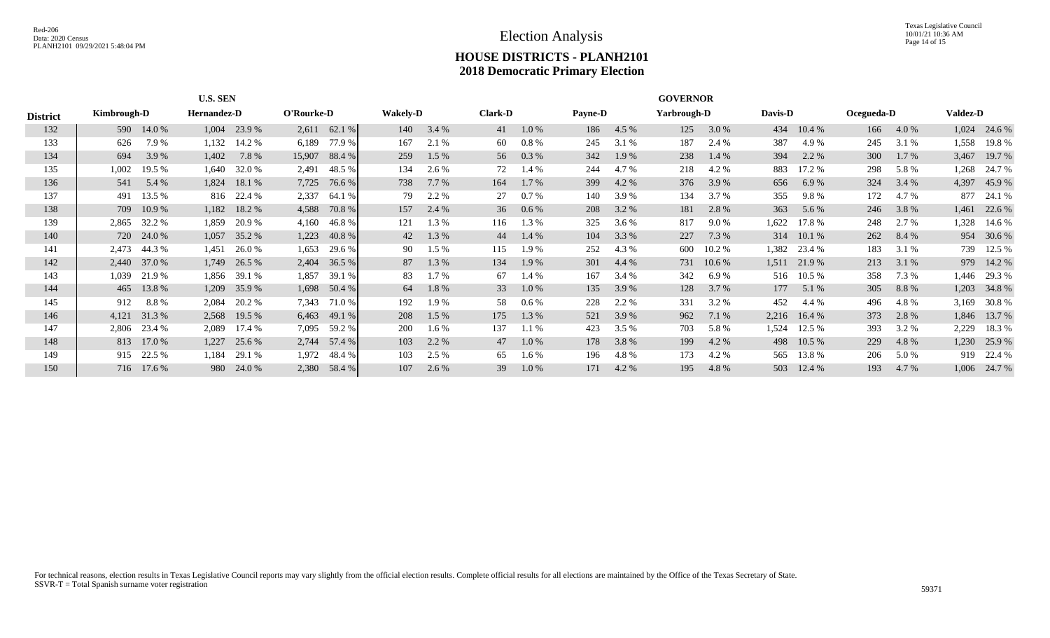Red-206
Data: 2020 Census
PLANH2101 09/29/2021 5:48:04 PM

# Election Analysis

## HOUSE DISTRICTS - PLANH2101
## 2018 Democratic Primary Election

| | U.S. SEN | | | | | | GOVERNOR | | | | | | | | | | | | | | | | | | | |
|---|---|---|---|---|---|---|---|---|---|---|---|---|---|---|---|---|---|---|---|---|---|---|---|---|---|---|
| District | Kimbrough-D | | Hernandez-D | | O'Rourke-D | | Wakely-D | | Clark-D | | Payne-D | | Yarbrough-D | | Davis-D | | Ocegueda-D | | Valdez-D | |
| 132 | 590 | 14.0 % | 1,004 | 23.9 % | 2,611 | 62.1 % | 140 | 3.4 % | 41 | 1.0 % | 186 | 4.5 % | 125 | 3.0 % | 434 | 10.4 % | 166 | 4.0 % | 1,024 | 24.6 % |
| 133 | 626 | 7.9 % | 1,132 | 14.2 % | 6,189 | 77.9 % | 167 | 2.1 % | 60 | 0.8 % | 245 | 3.1 % | 187 | 2.4 % | 387 | 4.9 % | 245 | 3.1 % | 1,558 | 19.8 % |
| 134 | 694 | 3.9 % | 1,402 | 7.8 % | 15,907 | 88.4 % | 259 | 1.5 % | 56 | 0.3 % | 342 | 1.9 % | 238 | 1.4 % | 394 | 2.2 % | 300 | 1.7 % | 3,467 | 19.7 % |
| 135 | 1,002 | 19.5 % | 1,640 | 32.0 % | 2,491 | 48.5 % | 134 | 2.6 % | 72 | 1.4 % | 244 | 4.7 % | 218 | 4.2 % | 883 | 17.2 % | 298 | 5.8 % | 1,268 | 24.7 % |
| 136 | 541 | 5.4 % | 1,824 | 18.1 % | 7,725 | 76.6 % | 738 | 7.7 % | 164 | 1.7 % | 399 | 4.2 % | 376 | 3.9 % | 656 | 6.9 % | 324 | 3.4 % | 4,397 | 45.9 % |
| 137 | 491 | 13.5 % | 816 | 22.4 % | 2,337 | 64.1 % | 79 | 2.2 % | 27 | 0.7 % | 140 | 3.9 % | 134 | 3.7 % | 355 | 9.8 % | 172 | 4.7 % | 877 | 24.1 % |
| 138 | 709 | 10.9 % | 1,182 | 18.2 % | 4,588 | 70.8 % | 157 | 2.4 % | 36 | 0.6 % | 208 | 3.2 % | 181 | 2.8 % | 363 | 5.6 % | 246 | 3.8 % | 1,461 | 22.6 % |
| 139 | 2,865 | 32.2 % | 1,859 | 20.9 % | 4,160 | 46.8 % | 121 | 1.3 % | 116 | 1.3 % | 325 | 3.6 % | 817 | 9.0 % | 1,622 | 17.8 % | 248 | 2.7 % | 1,328 | 14.6 % |
| 140 | 720 | 24.0 % | 1,057 | 35.2 % | 1,223 | 40.8 % | 42 | 1.3 % | 44 | 1.4 % | 104 | 3.3 % | 227 | 7.3 % | 314 | 10.1 % | 262 | 8.4 % | 954 | 30.6 % |
| 141 | 2,473 | 44.3 % | 1,451 | 26.0 % | 1,653 | 29.6 % | 90 | 1.5 % | 115 | 1.9 % | 252 | 4.3 % | 600 | 10.2 % | 1,382 | 23.4 % | 183 | 3.1 % | 739 | 12.5 % |
| 142 | 2,440 | 37.0 % | 1,749 | 26.5 % | 2,404 | 36.5 % | 87 | 1.3 % | 134 | 1.9 % | 301 | 4.4 % | 731 | 10.6 % | 1,511 | 21.9 % | 213 | 3.1 % | 979 | 14.2 % |
| 143 | 1,039 | 21.9 % | 1,856 | 39.1 % | 1,857 | 39.1 % | 83 | 1.7 % | 67 | 1.4 % | 167 | 3.4 % | 342 | 6.9 % | 516 | 10.5 % | 358 | 7.3 % | 1,446 | 29.3 % |
| 144 | 465 | 13.8 % | 1,209 | 35.9 % | 1,698 | 50.4 % | 64 | 1.8 % | 33 | 1.0 % | 135 | 3.9 % | 128 | 3.7 % | 177 | 5.1 % | 305 | 8.8 % | 1,203 | 34.8 % |
| 145 | 912 | 8.8 % | 2,084 | 20.2 % | 7,343 | 71.0 % | 192 | 1.9 % | 58 | 0.6 % | 228 | 2.2 % | 331 | 3.2 % | 452 | 4.4 % | 496 | 4.8 % | 3,169 | 30.8 % |
| 146 | 4,121 | 31.3 % | 2,568 | 19.5 % | 6,463 | 49.1 % | 208 | 1.5 % | 175 | 1.3 % | 521 | 3.9 % | 962 | 7.1 % | 2,216 | 16.4 % | 373 | 2.8 % | 1,846 | 13.7 % |
| 147 | 2,806 | 23.4 % | 2,089 | 17.4 % | 7,095 | 59.2 % | 200 | 1.6 % | 137 | 1.1 % | 423 | 3.5 % | 703 | 5.8 % | 1,524 | 12.5 % | 393 | 3.2 % | 2,229 | 18.3 % |
| 148 | 813 | 17.0 % | 1,227 | 25.6 % | 2,744 | 57.4 % | 103 | 2.2 % | 47 | 1.0 % | 178 | 3.8 % | 199 | 4.2 % | 498 | 10.5 % | 229 | 4.8 % | 1,230 | 25.9 % |
| 149 | 915 | 22.5 % | 1,184 | 29.1 % | 1,972 | 48.4 % | 103 | 2.5 % | 65 | 1.6 % | 196 | 4.8 % | 173 | 4.2 % | 565 | 13.8 % | 206 | 5.0 % | 919 | 22.4 % |
| 150 | 716 | 17.6 % | 980 | 24.0 % | 2,380 | 58.4 % | 107 | 2.6 % | 39 | 1.0 % | 171 | 4.2 % | 195 | 4.8 % | 503 | 12.4 % | 193 | 4.7 % | 1,006 | 24.7 % |

For technical reasons, election results in Texas Legislative Council reports may vary slightly from the official election results. Complete official results for all elections are maintained by the Office of the Texas Secretary of State.
SSVR-T = Total Spanish surname voter registration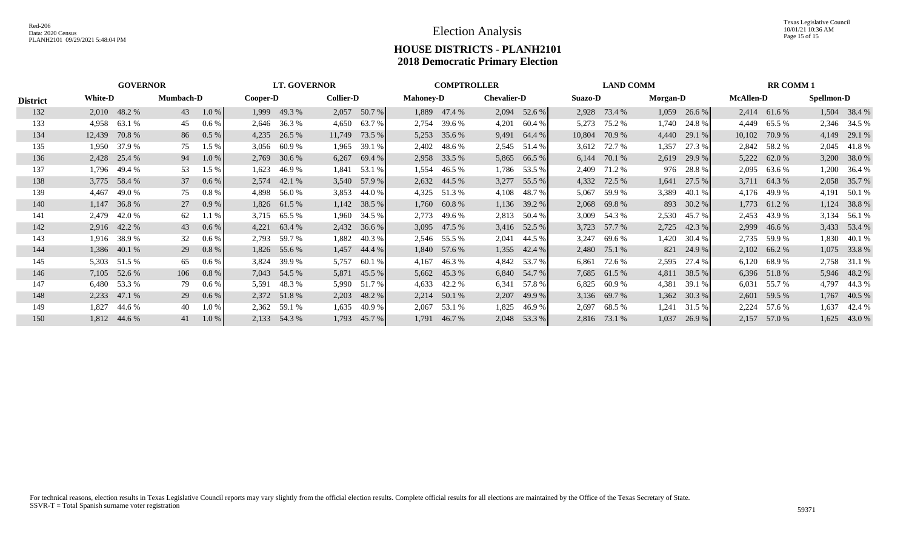# Election Analysis

## HOUSE DISTRICTS - PLANH2101
## 2018 Democratic Primary Election

| District | GOVERNOR | | | | LT. GOVERNOR | | | | COMPTROLLER | | | | LAND COMM | | | | RR COMM 1 | | | |
|---|---|---|---|---|---|---|---|---|---|---|---|---|---|---|---|---|---|---|---|---|
| | White-D | | Mumbach-D | | Cooper-D | | Collier-D | | Mahoney-D | | Chevalier-D | | Suazo-D | | Morgan-D | | McAllen-D | | Spellmon-D | |
| 132 | 2,010 | 48.2 % | 43 | 1.0 % | 1,999 | 49.3 % | 2,057 | 50.7 % | 1,889 | 47.4 % | 2,094 | 52.6 % | 2,928 | 73.4 % | 1,059 | 26.6 % | 2,414 | 61.6 % | 1,504 | 38.4 % |
| 133 | 4,958 | 63.1 % | 45 | 0.6 % | 2,646 | 36.3 % | 4,650 | 63.7 % | 2,754 | 39.6 % | 4,201 | 60.4 % | 5,273 | 75.2 % | 1,740 | 24.8 % | 4,449 | 65.5 % | 2,346 | 34.5 % |
| 134 | 12,439 | 70.8 % | 86 | 0.5 % | 4,235 | 26.5 % | 11,749 | 73.5 % | 5,253 | 35.6 % | 9,491 | 64.4 % | 10,804 | 70.9 % | 4,440 | 29.1 % | 10,102 | 70.9 % | 4,149 | 29.1 % |
| 135 | 1,950 | 37.9 % | 75 | 1.5 % | 3,056 | 60.9 % | 1,965 | 39.1 % | 2,402 | 48.6 % | 2,545 | 51.4 % | 3,612 | 72.7 % | 1,357 | 27.3 % | 2,842 | 58.2 % | 2,045 | 41.8 % |
| 136 | 2,428 | 25.4 % | 94 | 1.0 % | 2,769 | 30.6 % | 6,267 | 69.4 % | 2,958 | 33.5 % | 5,865 | 66.5 % | 6,144 | 70.1 % | 2,619 | 29.9 % | 5,222 | 62.0 % | 3,200 | 38.0 % |
| 137 | 1,796 | 49.4 % | 53 | 1.5 % | 1,623 | 46.9 % | 1,841 | 53.1 % | 1,554 | 46.5 % | 1,786 | 53.5 % | 2,409 | 71.2 % | 976 | 28.8 % | 2,095 | 63.6 % | 1,200 | 36.4 % |
| 138 | 3,775 | 58.4 % | 37 | 0.6 % | 2,574 | 42.1 % | 3,540 | 57.9 % | 2,632 | 44.5 % | 3,277 | 55.5 % | 4,332 | 72.5 % | 1,641 | 27.5 % | 3,711 | 64.3 % | 2,058 | 35.7 % |
| 139 | 4,467 | 49.0 % | 75 | 0.8 % | 4,898 | 56.0 % | 3,853 | 44.0 % | 4,325 | 51.3 % | 4,108 | 48.7 % | 5,067 | 59.9 % | 3,389 | 40.1 % | 4,176 | 49.9 % | 4,191 | 50.1 % |
| 140 | 1,147 | 36.8 % | 27 | 0.9 % | 1,826 | 61.5 % | 1,142 | 38.5 % | 1,760 | 60.8 % | 1,136 | 39.2 % | 2,068 | 69.8 % | 893 | 30.2 % | 1,773 | 61.2 % | 1,124 | 38.8 % |
| 141 | 2,479 | 42.0 % | 62 | 1.1 % | 3,715 | 65.5 % | 1,960 | 34.5 % | 2,773 | 49.6 % | 2,813 | 50.4 % | 3,009 | 54.3 % | 2,530 | 45.7 % | 2,453 | 43.9 % | 3,134 | 56.1 % |
| 142 | 2,916 | 42.2 % | 43 | 0.6 % | 4,221 | 63.4 % | 2,432 | 36.6 % | 3,095 | 47.5 % | 3,416 | 52.5 % | 3,723 | 57.7 % | 2,725 | 42.3 % | 2,999 | 46.6 % | 3,433 | 53.4 % |
| 143 | 1,916 | 38.9 % | 32 | 0.6 % | 2,793 | 59.7 % | 1,882 | 40.3 % | 2,546 | 55.5 % | 2,041 | 44.5 % | 3,247 | 69.6 % | 1,420 | 30.4 % | 2,735 | 59.9 % | 1,830 | 40.1 % |
| 144 | 1,386 | 40.1 % | 29 | 0.8 % | 1,826 | 55.6 % | 1,457 | 44.4 % | 1,840 | 57.6 % | 1,355 | 42.4 % | 2,480 | 75.1 % | 821 | 24.9 % | 2,102 | 66.2 % | 1,075 | 33.8 % |
| 145 | 5,303 | 51.5 % | 65 | 0.6 % | 3,824 | 39.9 % | 5,757 | 60.1 % | 4,167 | 46.3 % | 4,842 | 53.7 % | 6,861 | 72.6 % | 2,595 | 27.4 % | 6,120 | 68.9 % | 2,758 | 31.1 % |
| 146 | 7,105 | 52.6 % | 106 | 0.8 % | 7,043 | 54.5 % | 5,871 | 45.5 % | 5,662 | 45.3 % | 6,840 | 54.7 % | 7,685 | 61.5 % | 4,811 | 38.5 % | 6,396 | 51.8 % | 5,946 | 48.2 % |
| 147 | 6,480 | 53.3 % | 79 | 0.6 % | 5,591 | 48.3 % | 5,990 | 51.7 % | 4,633 | 42.2 % | 6,341 | 57.8 % | 6,825 | 60.9 % | 4,381 | 39.1 % | 6,031 | 55.7 % | 4,797 | 44.3 % |
| 148 | 2,233 | 47.1 % | 29 | 0.6 % | 2,372 | 51.8 % | 2,203 | 48.2 % | 2,214 | 50.1 % | 2,207 | 49.9 % | 3,136 | 69.7 % | 1,362 | 30.3 % | 2,601 | 59.5 % | 1,767 | 40.5 % |
| 149 | 1,827 | 44.6 % | 40 | 1.0 % | 2,362 | 59.1 % | 1,635 | 40.9 % | 2,067 | 53.1 % | 1,825 | 46.9 % | 2,697 | 68.5 % | 1,241 | 31.5 % | 2,224 | 57.6 % | 1,637 | 42.4 % |
| 150 | 1,812 | 44.6 % | 41 | 1.0 % | 2,133 | 54.3 % | 1,793 | 45.7 % | 1,791 | 46.7 % | 2,048 | 53.3 % | 2,816 | 73.1 % | 1,037 | 26.9 % | 2,157 | 57.0 % | 1,625 | 43.0 % |

For technical reasons, election results in Texas Legislative Council reports may vary slightly from the official election results. Complete official results for all elections are maintained by the Office of the Texas Secretary of State.
SSVR-T = Total Spanish surname voter registration